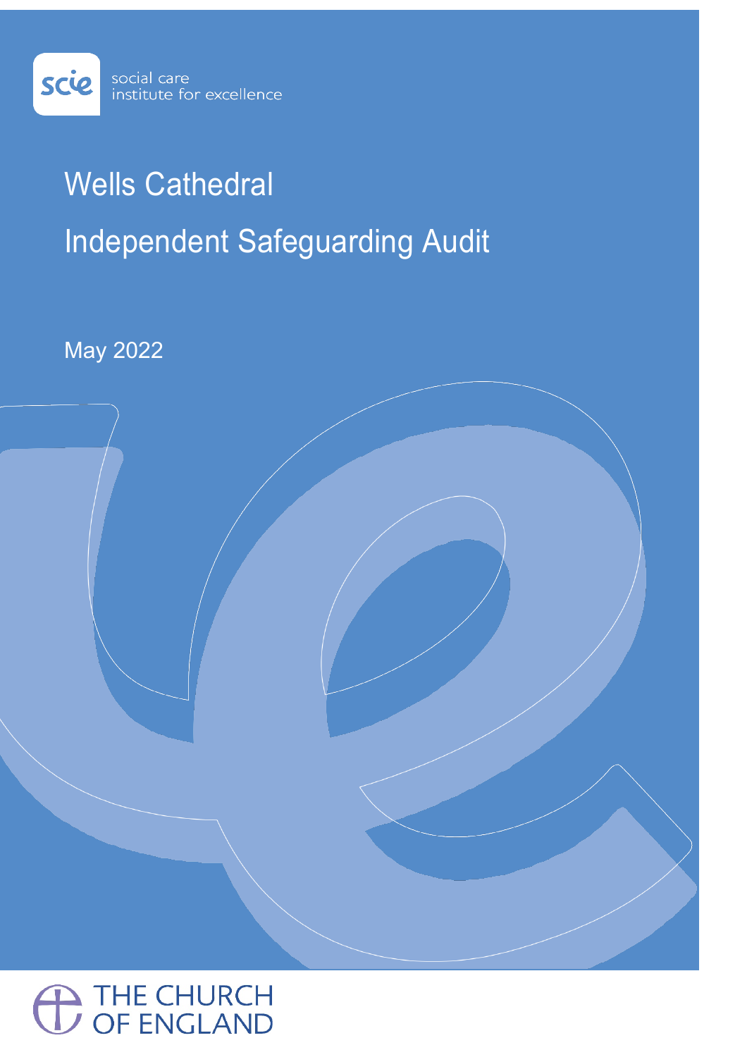social care institute for excellence

# Wells Cathedral

# Independent Safeguarding Audit

May 2022

THE CHURCH OF ENGLAND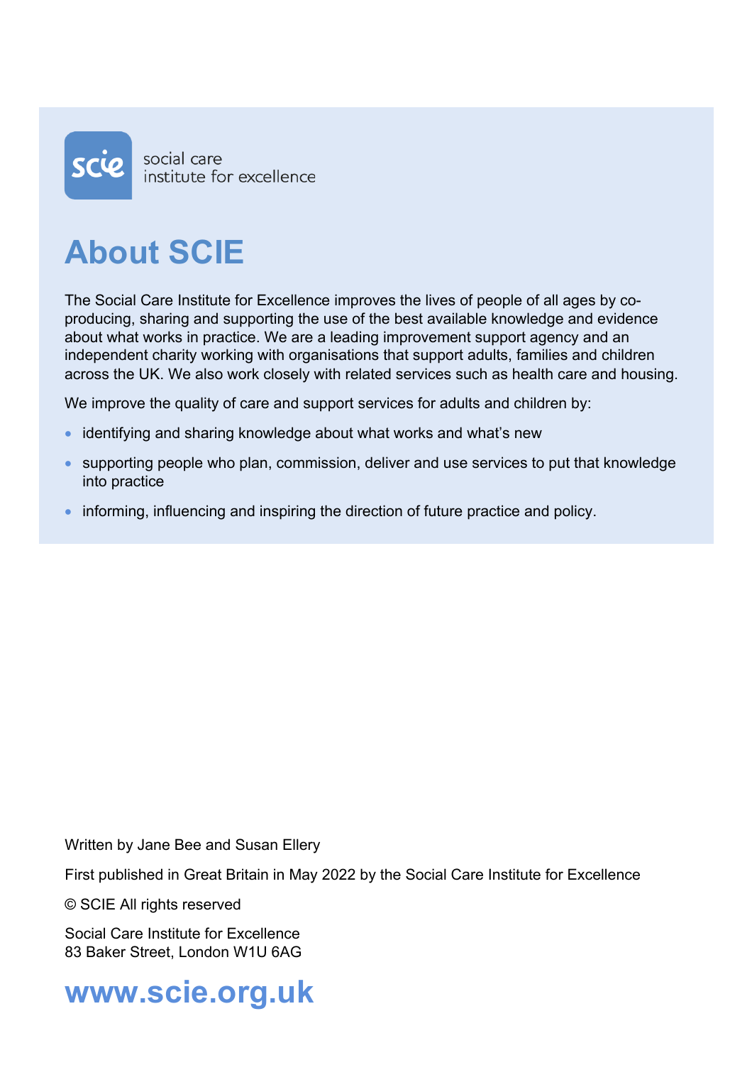social care
institute for excellence

# About SCIE

The Social Care Institute for Excellence improves the lives of people of all ages by co-producing, sharing and supporting the use of the best available knowledge and evidence about what works in practice. We are a leading improvement support agency and an independent charity working with organisations that support adults, families and children across the UK. We also work closely with related services such as health care and housing.

We improve the quality of care and support services for adults and children by:

- identifying and sharing knowledge about what works and what's new
- supporting people who plan, commission, deliver and use services to put that knowledge into practice
- informing, influencing and inspiring the direction of future practice and policy.

Written by Jane Bee and Susan Ellery

First published in Great Britain in May 2022 by the Social Care Institute for Excellence

© SCIE All rights reserved

Social Care Institute for Excellence
83 Baker Street, London W1U 6AG

**www.scie.org.uk**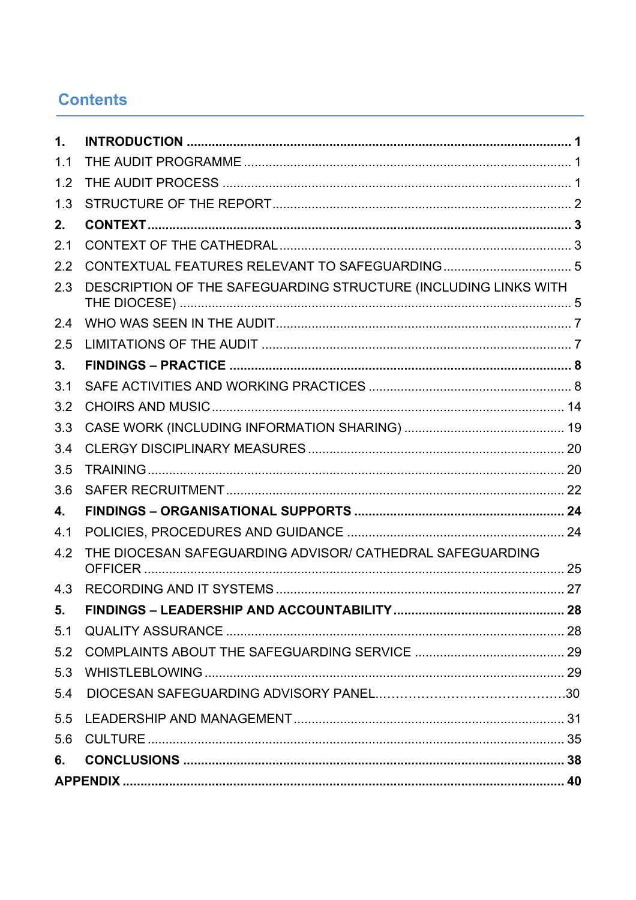## Contents

**1. INTRODUCTION ........................................................................................................ 1**

1.1 THE AUDIT PROGRAMME ......................................................................................... 1

1.2 THE AUDIT PROCESS ............................................................................................... 1

1.3 STRUCTURE OF THE REPORT ................................................................................. 2

**2. CONTEXT .................................................................................................................. 3**

2.1 CONTEXT OF THE CATHEDRAL ............................................................................... 3

2.2 CONTEXTUAL FEATURES RELEVANT TO SAFEGUARDING .................................... 5

2.3 DESCRIPTION OF THE SAFEGUARDING STRUCTURE (INCLUDING LINKS WITH THE DIOCESE) ........................................................................................................... 5

2.4 WHO WAS SEEN IN THE AUDIT ................................................................................ 7

2.5 LIMITATIONS OF THE AUDIT ................................................................................... 7

**3. FINDINGS – PRACTICE ............................................................................................. 8**

3.1 SAFE ACTIVITIES AND WORKING PRACTICES ........................................................ 8

3.2 CHOIRS AND MUSIC ................................................................................................ 14

3.3 CASE WORK (INCLUDING INFORMATION SHARING) ............................................. 19

3.4 CLERGY DISCIPLINARY MEASURES ...................................................................... 20

3.5 TRAINING ................................................................................................................. 20

3.6 SAFER RECRUITMENT ............................................................................................ 22

**4. FINDINGS – ORGANISATIONAL SUPPORTS ........................................................... 24**

4.1 POLICIES, PROCEDURES AND GUIDANCE ............................................................ 24

4.2 THE DIOCESAN SAFEGUARDING ADVISOR/ CATHEDRAL SAFEGUARDING OFFICER ................................................................................................................... 25

4.3 RECORDING AND IT SYSTEMS ............................................................................... 27

**5. FINDINGS – LEADERSHIP AND ACCOUNTABILITY ................................................ 28**

5.1 QUALITY ASSURANCE ............................................................................................ 28

5.2 COMPLAINTS ABOUT THE SAFEGUARDING SERVICE .......................................... 29

5.3 WHISTLEBLOWING .................................................................................................. 29

5.4 DIOCESAN SAFEGUARDING ADVISORY PANEL.........................................................30

5.5 LEADERSHIP AND MANAGEMENT .......................................................................... 31

5.6 CULTURE .................................................................................................................. 35

**6. CONCLUSIONS ......................................................................................................... 38**

**APPENDIX ..................................................................................................................... 40**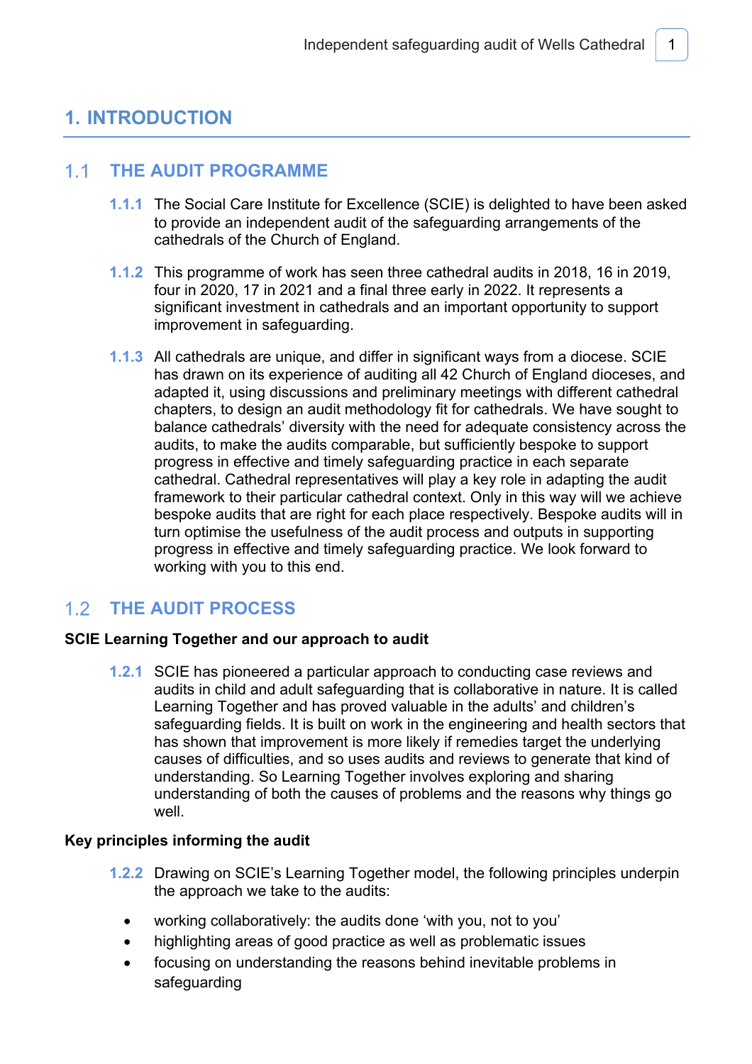# 1. INTRODUCTION

## 1.1 THE AUDIT PROGRAMME

**1.1.1** The Social Care Institute for Excellence (SCIE) is delighted to have been asked to provide an independent audit of the safeguarding arrangements of the cathedrals of the Church of England.

**1.1.2** This programme of work has seen three cathedral audits in 2018, 16 in 2019, four in 2020, 17 in 2021 and a final three early in 2022. It represents a significant investment in cathedrals and an important opportunity to support improvement in safeguarding.

**1.1.3** All cathedrals are unique, and differ in significant ways from a diocese. SCIE has drawn on its experience of auditing all 42 Church of England dioceses, and adapted it, using discussions and preliminary meetings with different cathedral chapters, to design an audit methodology fit for cathedrals. We have sought to balance cathedrals' diversity with the need for adequate consistency across the audits, to make the audits comparable, but sufficiently bespoke to support progress in effective and timely safeguarding practice in each separate cathedral. Cathedral representatives will play a key role in adapting the audit framework to their particular cathedral context. Only in this way will we achieve bespoke audits that are right for each place respectively. Bespoke audits will in turn optimise the usefulness of the audit process and outputs in supporting progress in effective and timely safeguarding practice. We look forward to working with you to this end.

## 1.2 THE AUDIT PROCESS

**SCIE Learning Together and our approach to audit**

**1.2.1** SCIE has pioneered a particular approach to conducting case reviews and audits in child and adult safeguarding that is collaborative in nature. It is called Learning Together and has proved valuable in the adults' and children's safeguarding fields. It is built on work in the engineering and health sectors that has shown that improvement is more likely if remedies target the underlying causes of difficulties, and so uses audits and reviews to generate that kind of understanding. So Learning Together involves exploring and sharing understanding of both the causes of problems and the reasons why things go well.

**Key principles informing the audit**

**1.2.2** Drawing on SCIE's Learning Together model, the following principles underpin the approach we take to the audits:

- working collaboratively: the audits done 'with you, not to you'
- highlighting areas of good practice as well as problematic issues
- focusing on understanding the reasons behind inevitable problems in safeguarding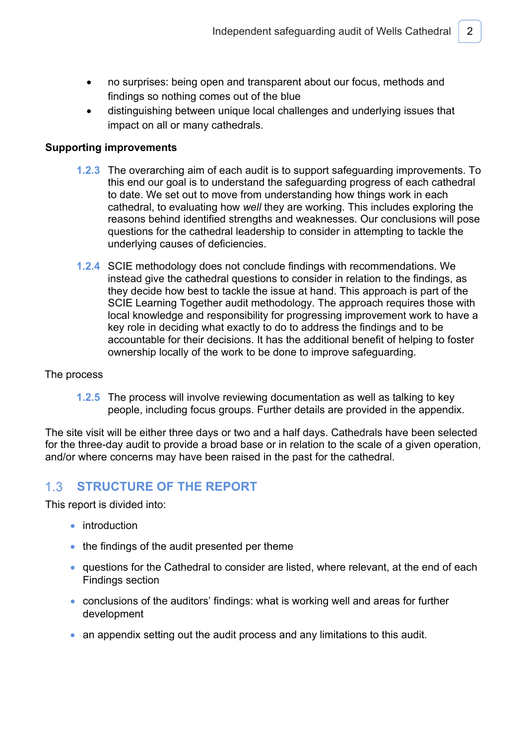- no surprises: being open and transparent about our focus, methods and findings so nothing comes out of the blue
- distinguishing between unique local challenges and underlying issues that impact on all or many cathedrals.

**Supporting improvements**

**1.2.3** The overarching aim of each audit is to support safeguarding improvements. To this end our goal is to understand the safeguarding progress of each cathedral to date. We set out to move from understanding how things work in each cathedral, to evaluating how *well* they are working. This includes exploring the reasons behind identified strengths and weaknesses. Our conclusions will pose questions for the cathedral leadership to consider in attempting to tackle the underlying causes of deficiencies.

**1.2.4** SCIE methodology does not conclude findings with recommendations. We instead give the cathedral questions to consider in relation to the findings, as they decide how best to tackle the issue at hand. This approach is part of the SCIE Learning Together audit methodology. The approach requires those with local knowledge and responsibility for progressing improvement work to have a key role in deciding what exactly to do to address the findings and to be accountable for their decisions. It has the additional benefit of helping to foster ownership locally of the work to be done to improve safeguarding.

The process

**1.2.5** The process will involve reviewing documentation as well as talking to key people, including focus groups. Further details are provided in the appendix.

The site visit will be either three days or two and a half days. Cathedrals have been selected for the three-day audit to provide a broad base or in relation to the scale of a given operation, and/or where concerns may have been raised in the past for the cathedral.

## 1.3 STRUCTURE OF THE REPORT

This report is divided into:

- introduction
- the findings of the audit presented per theme
- questions for the Cathedral to consider are listed, where relevant, at the end of each Findings section
- conclusions of the auditors' findings: what is working well and areas for further development
- an appendix setting out the audit process and any limitations to this audit.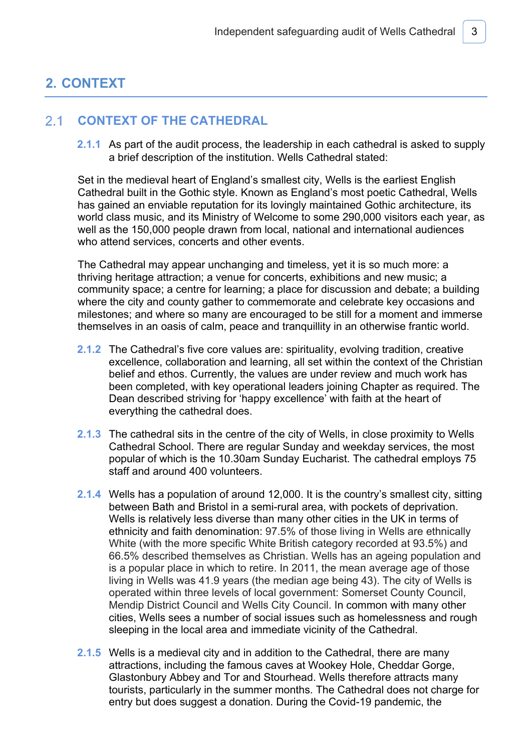## 2. CONTEXT

### 2.1 CONTEXT OF THE CATHEDRAL

**2.1.1** As part of the audit process, the leadership in each cathedral is asked to supply a brief description of the institution. Wells Cathedral stated:

Set in the medieval heart of England's smallest city, Wells is the earliest English Cathedral built in the Gothic style. Known as England's most poetic Cathedral, Wells has gained an enviable reputation for its lovingly maintained Gothic architecture, its world class music, and its Ministry of Welcome to some 290,000 visitors each year, as well as the 150,000 people drawn from local, national and international audiences who attend services, concerts and other events.

The Cathedral may appear unchanging and timeless, yet it is so much more: a thriving heritage attraction; a venue for concerts, exhibitions and new music; a community space; a centre for learning; a place for discussion and debate; a building where the city and county gather to commemorate and celebrate key occasions and milestones; and where so many are encouraged to be still for a moment and immerse themselves in an oasis of calm, peace and tranquillity in an otherwise frantic world.

**2.1.2** The Cathedral's five core values are: spirituality, evolving tradition, creative excellence, collaboration and learning, all set within the context of the Christian belief and ethos. Currently, the values are under review and much work has been completed, with key operational leaders joining Chapter as required. The Dean described striving for 'happy excellence' with faith at the heart of everything the cathedral does.

**2.1.3** The cathedral sits in the centre of the city of Wells, in close proximity to Wells Cathedral School. There are regular Sunday and weekday services, the most popular of which is the 10.30am Sunday Eucharist. The cathedral employs 75 staff and around 400 volunteers.

**2.1.4** Wells has a population of around 12,000. It is the country's smallest city, sitting between Bath and Bristol in a semi-rural area, with pockets of deprivation. Wells is relatively less diverse than many other cities in the UK in terms of ethnicity and faith denomination: 97.5% of those living in Wells are ethnically White (with the more specific White British category recorded at 93.5%) and 66.5% described themselves as Christian. Wells has an ageing population and is a popular place in which to retire. In 2011, the mean average age of those living in Wells was 41.9 years (the median age being 43). The city of Wells is operated within three levels of local government: Somerset County Council, Mendip District Council and Wells City Council. In common with many other cities, Wells sees a number of social issues such as homelessness and rough sleeping in the local area and immediate vicinity of the Cathedral.

**2.1.5** Wells is a medieval city and in addition to the Cathedral, there are many attractions, including the famous caves at Wookey Hole, Cheddar Gorge, Glastonbury Abbey and Tor and Stourhead. Wells therefore attracts many tourists, particularly in the summer months. The Cathedral does not charge for entry but does suggest a donation. During the Covid-19 pandemic, the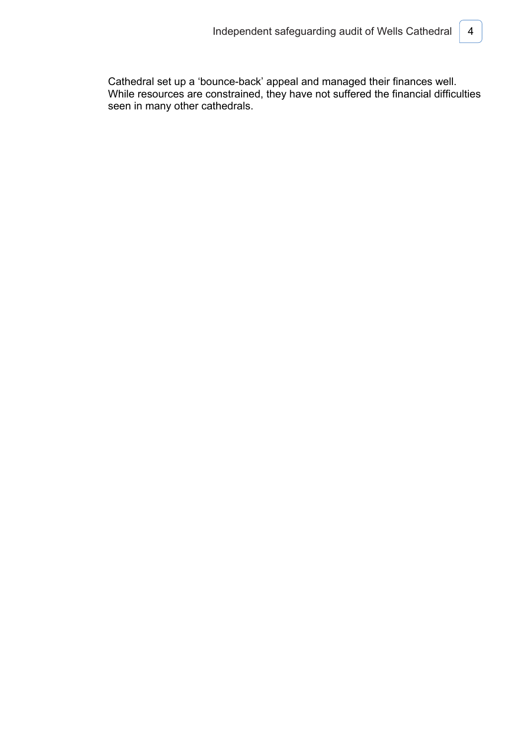Cathedral set up a 'bounce-back' appeal and managed their finances well. While resources are constrained, they have not suffered the financial difficulties seen in many other cathedrals.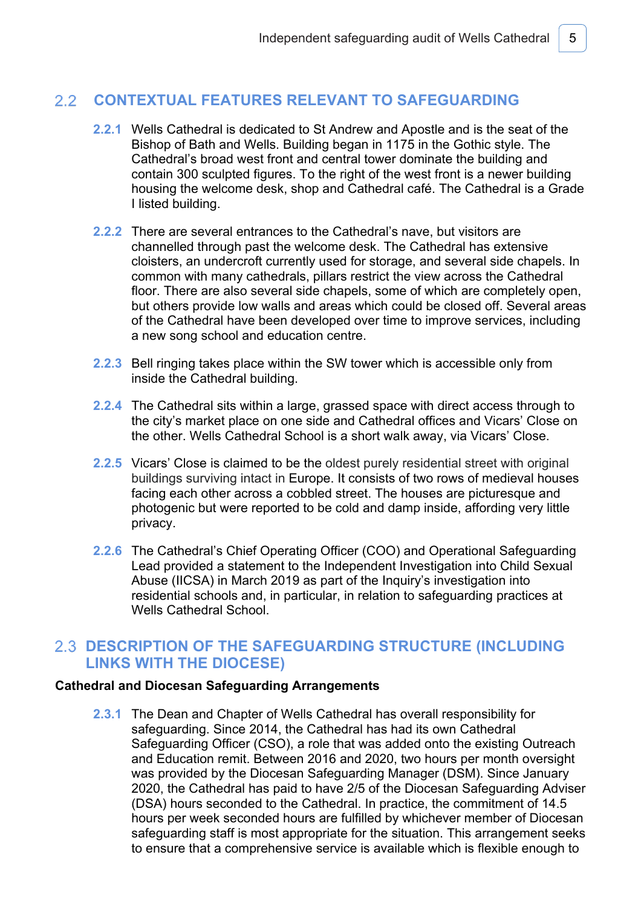## 2.2 CONTEXTUAL FEATURES RELEVANT TO SAFEGUARDING

**2.2.1** Wells Cathedral is dedicated to St Andrew and Apostle and is the seat of the Bishop of Bath and Wells. Building began in 1175 in the Gothic style. The Cathedral's broad west front and central tower dominate the building and contain 300 sculpted figures. To the right of the west front is a newer building housing the welcome desk, shop and Cathedral café. The Cathedral is a Grade I listed building.

**2.2.2** There are several entrances to the Cathedral's nave, but visitors are channelled through past the welcome desk. The Cathedral has extensive cloisters, an undercroft currently used for storage, and several side chapels. In common with many cathedrals, pillars restrict the view across the Cathedral floor. There are also several side chapels, some of which are completely open, but others provide low walls and areas which could be closed off. Several areas of the Cathedral have been developed over time to improve services, including a new song school and education centre.

**2.2.3** Bell ringing takes place within the SW tower which is accessible only from inside the Cathedral building.

**2.2.4** The Cathedral sits within a large, grassed space with direct access through to the city's market place on one side and Cathedral offices and Vicars' Close on the other. Wells Cathedral School is a short walk away, via Vicars' Close.

**2.2.5** Vicars' Close is claimed to be the oldest purely residential street with original buildings surviving intact in Europe. It consists of two rows of medieval houses facing each other across a cobbled street. The houses are picturesque and photogenic but were reported to be cold and damp inside, affording very little privacy.

**2.2.6** The Cathedral's Chief Operating Officer (COO) and Operational Safeguarding Lead provided a statement to the Independent Investigation into Child Sexual Abuse (IICSA) in March 2019 as part of the Inquiry's investigation into residential schools and, in particular, in relation to safeguarding practices at Wells Cathedral School.

## 2.3 DESCRIPTION OF THE SAFEGUARDING STRUCTURE (INCLUDING LINKS WITH THE DIOCESE)

**Cathedral and Diocesan Safeguarding Arrangements**

**2.3.1** The Dean and Chapter of Wells Cathedral has overall responsibility for safeguarding. Since 2014, the Cathedral has had its own Cathedral Safeguarding Officer (CSO), a role that was added onto the existing Outreach and Education remit. Between 2016 and 2020, two hours per month oversight was provided by the Diocesan Safeguarding Manager (DSM). Since January 2020, the Cathedral has paid to have 2/5 of the Diocesan Safeguarding Adviser (DSA) hours seconded to the Cathedral. In practice, the commitment of 14.5 hours per week seconded hours are fulfilled by whichever member of Diocesan safeguarding staff is most appropriate for the situation. This arrangement seeks to ensure that a comprehensive service is available which is flexible enough to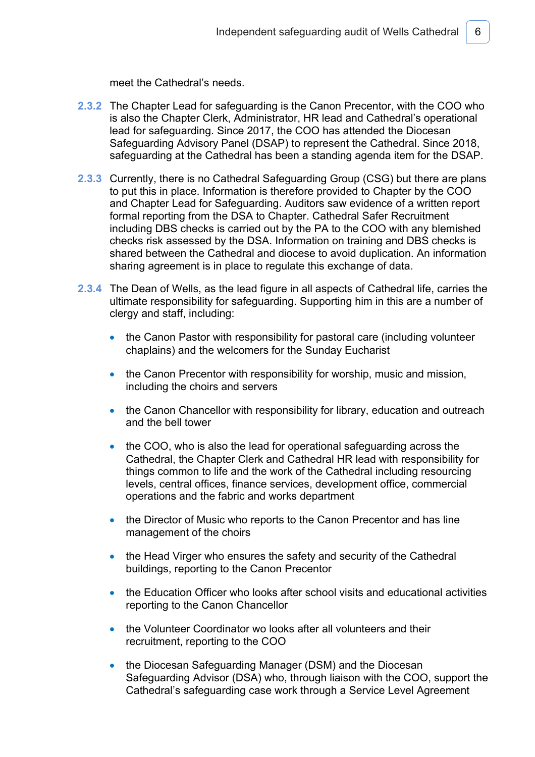meet the Cathedral's needs.

2.3.2 The Chapter Lead for safeguarding is the Canon Precentor, with the COO who is also the Chapter Clerk, Administrator, HR lead and Cathedral's operational lead for safeguarding. Since 2017, the COO has attended the Diocesan Safeguarding Advisory Panel (DSAP) to represent the Cathedral. Since 2018, safeguarding at the Cathedral has been a standing agenda item for the DSAP.

2.3.3 Currently, there is no Cathedral Safeguarding Group (CSG) but there are plans to put this in place. Information is therefore provided to Chapter by the COO and Chapter Lead for Safeguarding. Auditors saw evidence of a written report formal reporting from the DSA to Chapter. Cathedral Safer Recruitment including DBS checks is carried out by the PA to the COO with any blemished checks risk assessed by the DSA. Information on training and DBS checks is shared between the Cathedral and diocese to avoid duplication. An information sharing agreement is in place to regulate this exchange of data.

2.3.4 The Dean of Wells, as the lead figure in all aspects of Cathedral life, carries the ultimate responsibility for safeguarding. Supporting him in this are a number of clergy and staff, including:

- the Canon Pastor with responsibility for pastoral care (including volunteer chaplains) and the welcomers for the Sunday Eucharist
- the Canon Precentor with responsibility for worship, music and mission, including the choirs and servers
- the Canon Chancellor with responsibility for library, education and outreach and the bell tower
- the COO, who is also the lead for operational safeguarding across the Cathedral, the Chapter Clerk and Cathedral HR lead with responsibility for things common to life and the work of the Cathedral including resourcing levels, central offices, finance services, development office, commercial operations and the fabric and works department
- the Director of Music who reports to the Canon Precentor and has line management of the choirs
- the Head Virger who ensures the safety and security of the Cathedral buildings, reporting to the Canon Precentor
- the Education Officer who looks after school visits and educational activities reporting to the Canon Chancellor
- the Volunteer Coordinator wo looks after all volunteers and their recruitment, reporting to the COO
- the Diocesan Safeguarding Manager (DSM) and the Diocesan Safeguarding Advisor (DSA) who, through liaison with the COO, support the Cathedral's safeguarding case work through a Service Level Agreement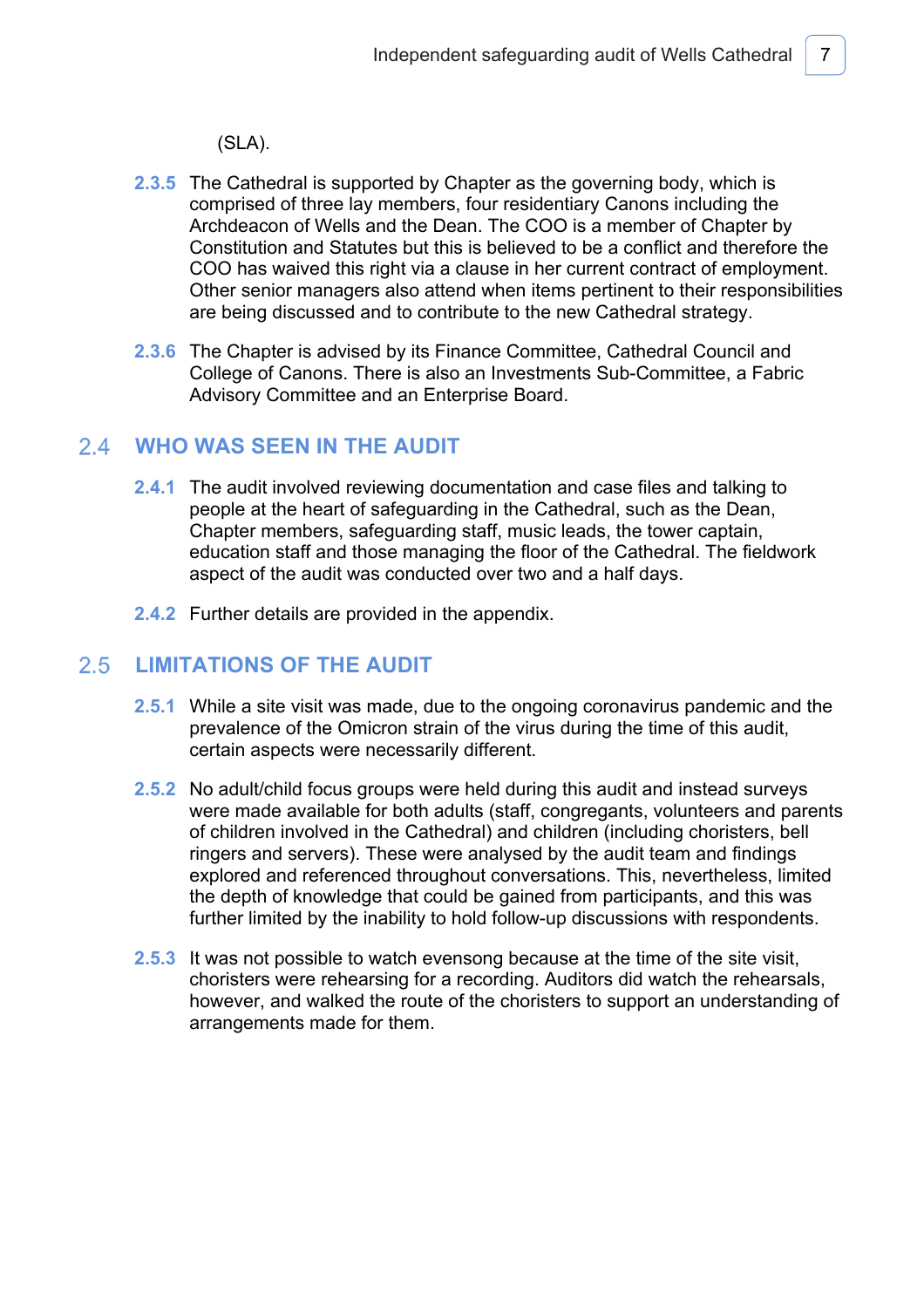(SLA).

**2.3.5** The Cathedral is supported by Chapter as the governing body, which is comprised of three lay members, four residentiary Canons including the Archdeacon of Wells and the Dean. The COO is a member of Chapter by Constitution and Statutes but this is believed to be a conflict and therefore the COO has waived this right via a clause in her current contract of employment. Other senior managers also attend when items pertinent to their responsibilities are being discussed and to contribute to the new Cathedral strategy.

**2.3.6** The Chapter is advised by its Finance Committee, Cathedral Council and College of Canons. There is also an Investments Sub-Committee, a Fabric Advisory Committee and an Enterprise Board.

## 2.4 WHO WAS SEEN IN THE AUDIT

**2.4.1** The audit involved reviewing documentation and case files and talking to people at the heart of safeguarding in the Cathedral, such as the Dean, Chapter members, safeguarding staff, music leads, the tower captain, education staff and those managing the floor of the Cathedral. The fieldwork aspect of the audit was conducted over two and a half days.

**2.4.2** Further details are provided in the appendix.

## 2.5 LIMITATIONS OF THE AUDIT

**2.5.1** While a site visit was made, due to the ongoing coronavirus pandemic and the prevalence of the Omicron strain of the virus during the time of this audit, certain aspects were necessarily different.

**2.5.2** No adult/child focus groups were held during this audit and instead surveys were made available for both adults (staff, congregants, volunteers and parents of children involved in the Cathedral) and children (including choristers, bell ringers and servers). These were analysed by the audit team and findings explored and referenced throughout conversations. This, nevertheless, limited the depth of knowledge that could be gained from participants, and this was further limited by the inability to hold follow-up discussions with respondents.

**2.5.3** It was not possible to watch evensong because at the time of the site visit, choristers were rehearsing for a recording. Auditors did watch the rehearsals, however, and walked the route of the choristers to support an understanding of arrangements made for them.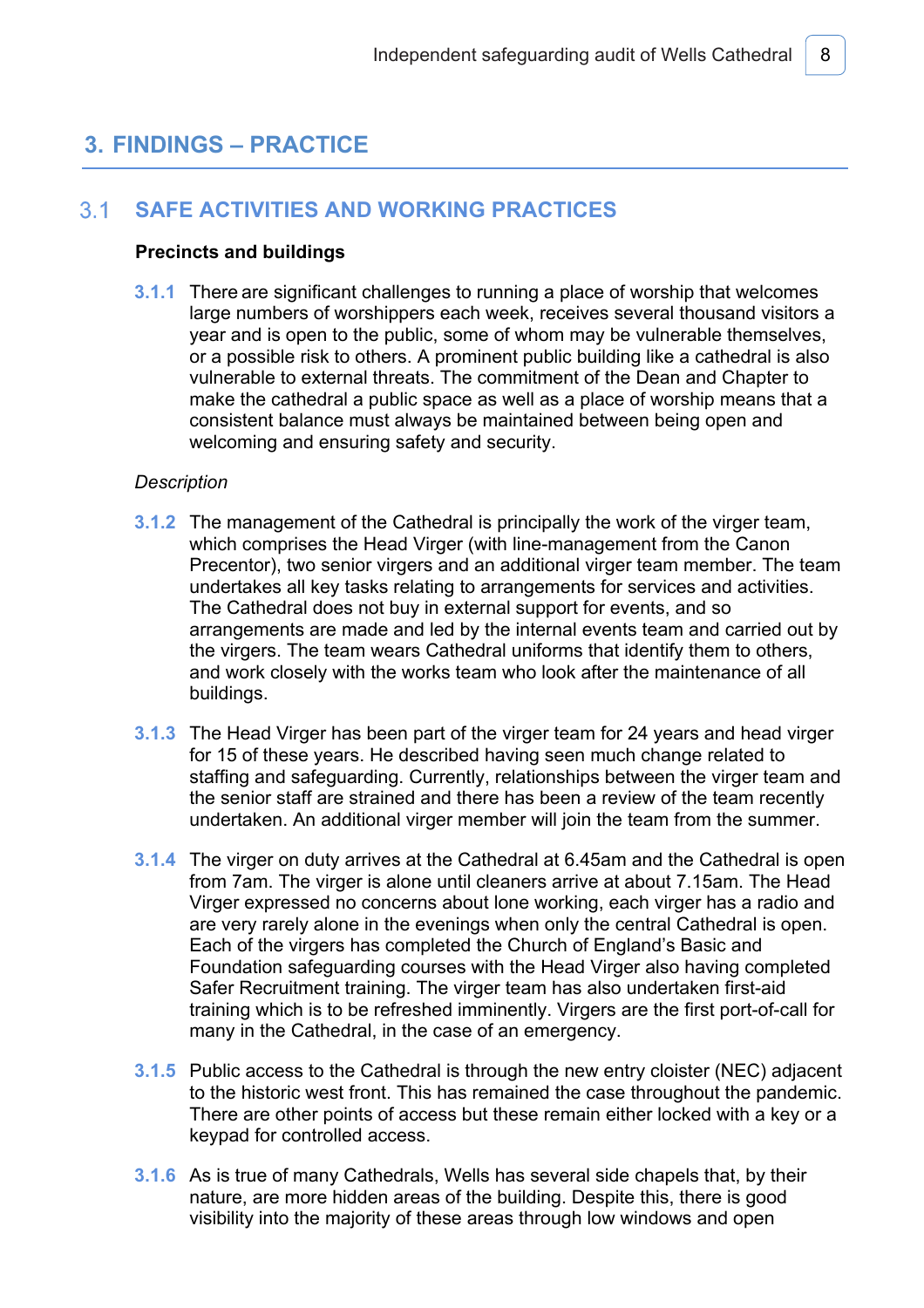# 3. FINDINGS – PRACTICE

## 3.1 SAFE ACTIVITIES AND WORKING PRACTICES

**Precincts and buildings**

**3.1.1** There are significant challenges to running a place of worship that welcomes large numbers of worshippers each week, receives several thousand visitors a year and is open to the public, some of whom may be vulnerable themselves, or a possible risk to others. A prominent public building like a cathedral is also vulnerable to external threats. The commitment of the Dean and Chapter to make the cathedral a public space as well as a place of worship means that a consistent balance must always be maintained between being open and welcoming and ensuring safety and security.

*Description*

**3.1.2** The management of the Cathedral is principally the work of the virger team, which comprises the Head Virger (with line-management from the Canon Precentor), two senior virgers and an additional virger team member. The team undertakes all key tasks relating to arrangements for services and activities. The Cathedral does not buy in external support for events, and so arrangements are made and led by the internal events team and carried out by the virgers. The team wears Cathedral uniforms that identify them to others, and work closely with the works team who look after the maintenance of all buildings.

**3.1.3** The Head Virger has been part of the virger team for 24 years and head virger for 15 of these years. He described having seen much change related to staffing and safeguarding. Currently, relationships between the virger team and the senior staff are strained and there has been a review of the team recently undertaken. An additional virger member will join the team from the summer.

**3.1.4** The virger on duty arrives at the Cathedral at 6.45am and the Cathedral is open from 7am. The virger is alone until cleaners arrive at about 7.15am. The Head Virger expressed no concerns about lone working, each virger has a radio and are very rarely alone in the evenings when only the central Cathedral is open. Each of the virgers has completed the Church of England's Basic and Foundation safeguarding courses with the Head Virger also having completed Safer Recruitment training. The virger team has also undertaken first-aid training which is to be refreshed imminently. Virgers are the first port-of-call for many in the Cathedral, in the case of an emergency.

**3.1.5** Public access to the Cathedral is through the new entry cloister (NEC) adjacent to the historic west front. This has remained the case throughout the pandemic. There are other points of access but these remain either locked with a key or a keypad for controlled access.

**3.1.6** As is true of many Cathedrals, Wells has several side chapels that, by their nature, are more hidden areas of the building. Despite this, there is good visibility into the majority of these areas through low windows and open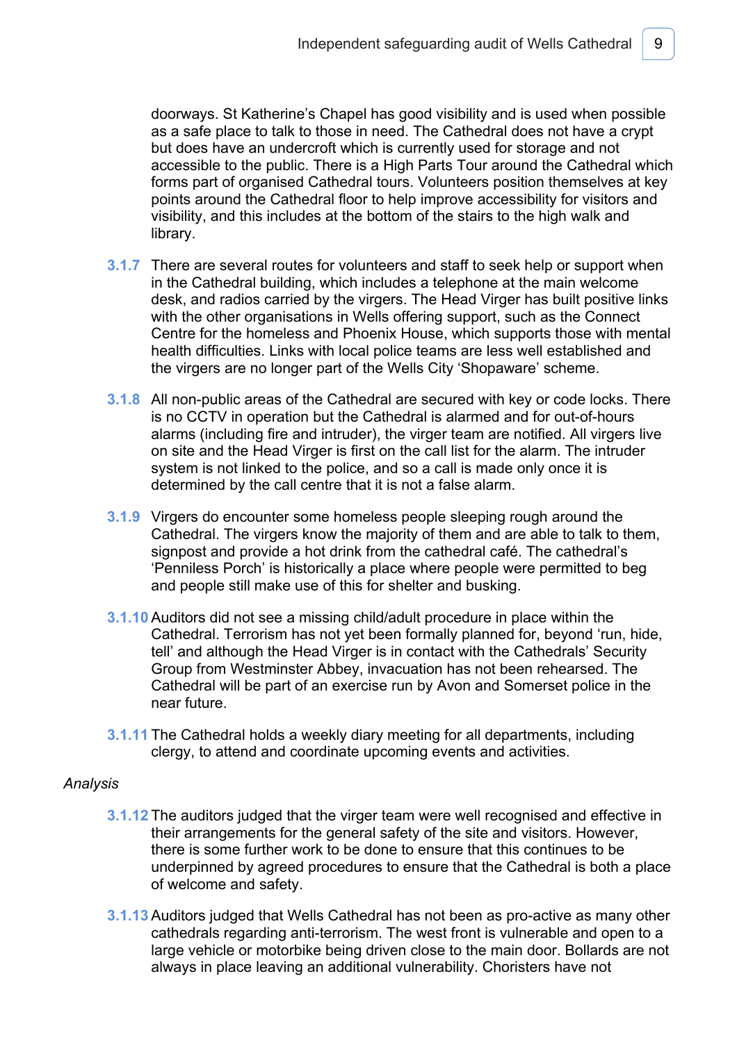doorways. St Katherine's Chapel has good visibility and is used when possible as a safe place to talk to those in need. The Cathedral does not have a crypt but does have an undercroft which is currently used for storage and not accessible to the public. There is a High Parts Tour around the Cathedral which forms part of organised Cathedral tours. Volunteers position themselves at key points around the Cathedral floor to help improve accessibility for visitors and visibility, and this includes at the bottom of the stairs to the high walk and library.

**3.1.7** There are several routes for volunteers and staff to seek help or support when in the Cathedral building, which includes a telephone at the main welcome desk, and radios carried by the virgers. The Head Virger has built positive links with the other organisations in Wells offering support, such as the Connect Centre for the homeless and Phoenix House, which supports those with mental health difficulties. Links with local police teams are less well established and the virgers are no longer part of the Wells City 'Shopaware' scheme.

**3.1.8** All non-public areas of the Cathedral are secured with key or code locks. There is no CCTV in operation but the Cathedral is alarmed and for out-of-hours alarms (including fire and intruder), the virger team are notified. All virgers live on site and the Head Virger is first on the call list for the alarm. The intruder system is not linked to the police, and so a call is made only once it is determined by the call centre that it is not a false alarm.

**3.1.9** Virgers do encounter some homeless people sleeping rough around the Cathedral. The virgers know the majority of them and are able to talk to them, signpost and provide a hot drink from the cathedral café. The cathedral's 'Penniless Porch' is historically a place where people were permitted to beg and people still make use of this for shelter and busking.

**3.1.10** Auditors did not see a missing child/adult procedure in place within the Cathedral. Terrorism has not yet been formally planned for, beyond 'run, hide, tell' and although the Head Virger is in contact with the Cathedrals' Security Group from Westminster Abbey, invacuation has not been rehearsed. The Cathedral will be part of an exercise run by Avon and Somerset police in the near future.

**3.1.11** The Cathedral holds a weekly diary meeting for all departments, including clergy, to attend and coordinate upcoming events and activities.

*Analysis*

**3.1.12** The auditors judged that the virger team were well recognised and effective in their arrangements for the general safety of the site and visitors. However, there is some further work to be done to ensure that this continues to be underpinned by agreed procedures to ensure that the Cathedral is both a place of welcome and safety.

**3.1.13** Auditors judged that Wells Cathedral has not been as pro-active as many other cathedrals regarding anti-terrorism. The west front is vulnerable and open to a large vehicle or motorbike being driven close to the main door. Bollards are not always in place leaving an additional vulnerability. Choristers have not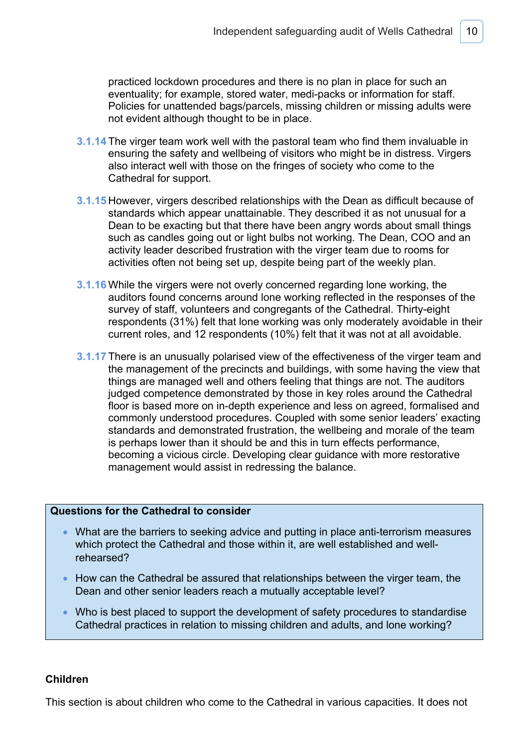practiced lockdown procedures and there is no plan in place for such an eventuality; for example, stored water, medi-packs or information for staff. Policies for unattended bags/parcels, missing children or missing adults were not evident although thought to be in place.

3.1.14 The virger team work well with the pastoral team who find them invaluable in ensuring the safety and wellbeing of visitors who might be in distress. Virgers also interact well with those on the fringes of society who come to the Cathedral for support.

3.1.15 However, virgers described relationships with the Dean as difficult because of standards which appear unattainable. They described it as not unusual for a Dean to be exacting but that there have been angry words about small things such as candles going out or light bulbs not working. The Dean, COO and an activity leader described frustration with the virger team due to rooms for activities often not being set up, despite being part of the weekly plan.

3.1.16 While the virgers were not overly concerned regarding lone working, the auditors found concerns around lone working reflected in the responses of the survey of staff, volunteers and congregants of the Cathedral. Thirty-eight respondents (31%) felt that lone working was only moderately avoidable in their current roles, and 12 respondents (10%) felt that it was not at all avoidable.

3.1.17 There is an unusually polarised view of the effectiveness of the virger team and the management of the precincts and buildings, with some having the view that things are managed well and others feeling that things are not. The auditors judged competence demonstrated by those in key roles around the Cathedral floor is based more on in-depth experience and less on agreed, formalised and commonly understood procedures. Coupled with some senior leaders' exacting standards and demonstrated frustration, the wellbeing and morale of the team is perhaps lower than it should be and this in turn effects performance, becoming a vicious circle. Developing clear guidance with more restorative management would assist in redressing the balance.

**Questions for the Cathedral to consider**

- What are the barriers to seeking advice and putting in place anti-terrorism measures which protect the Cathedral and those within it, are well established and well-rehearsed?
- How can the Cathedral be assured that relationships between the virger team, the Dean and other senior leaders reach a mutually acceptable level?
- Who is best placed to support the development of safety procedures to standardise Cathedral practices in relation to missing children and adults, and lone working?

### Children

This section is about children who come to the Cathedral in various capacities. It does not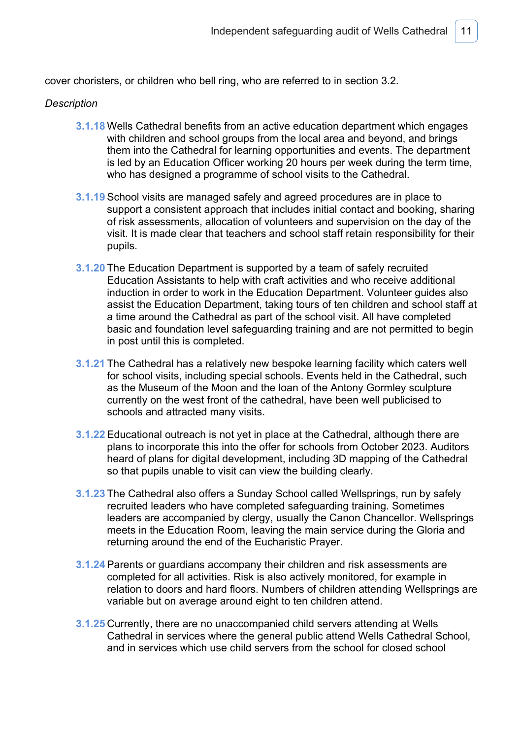cover choristers, or children who bell ring, who are referred to in section 3.2.

*Description*

3.1.18 Wells Cathedral benefits from an active education department which engages with children and school groups from the local area and beyond, and brings them into the Cathedral for learning opportunities and events. The department is led by an Education Officer working 20 hours per week during the term time, who has designed a programme of school visits to the Cathedral.

3.1.19 School visits are managed safely and agreed procedures are in place to support a consistent approach that includes initial contact and booking, sharing of risk assessments, allocation of volunteers and supervision on the day of the visit. It is made clear that teachers and school staff retain responsibility for their pupils.

3.1.20 The Education Department is supported by a team of safely recruited Education Assistants to help with craft activities and who receive additional induction in order to work in the Education Department. Volunteer guides also assist the Education Department, taking tours of ten children and school staff at a time around the Cathedral as part of the school visit. All have completed basic and foundation level safeguarding training and are not permitted to begin in post until this is completed.

3.1.21 The Cathedral has a relatively new bespoke learning facility which caters well for school visits, including special schools. Events held in the Cathedral, such as the Museum of the Moon and the loan of the Antony Gormley sculpture currently on the west front of the cathedral, have been well publicised to schools and attracted many visits.

3.1.22 Educational outreach is not yet in place at the Cathedral, although there are plans to incorporate this into the offer for schools from October 2023. Auditors heard of plans for digital development, including 3D mapping of the Cathedral so that pupils unable to visit can view the building clearly.

3.1.23 The Cathedral also offers a Sunday School called Wellsprings, run by safely recruited leaders who have completed safeguarding training. Sometimes leaders are accompanied by clergy, usually the Canon Chancellor. Wellsprings meets in the Education Room, leaving the main service during the Gloria and returning around the end of the Eucharistic Prayer.

3.1.24 Parents or guardians accompany their children and risk assessments are completed for all activities. Risk is also actively monitored, for example in relation to doors and hard floors. Numbers of children attending Wellsprings are variable but on average around eight to ten children attend.

3.1.25 Currently, there are no unaccompanied child servers attending at Wells Cathedral in services where the general public attend Wells Cathedral School, and in services which use child servers from the school for closed school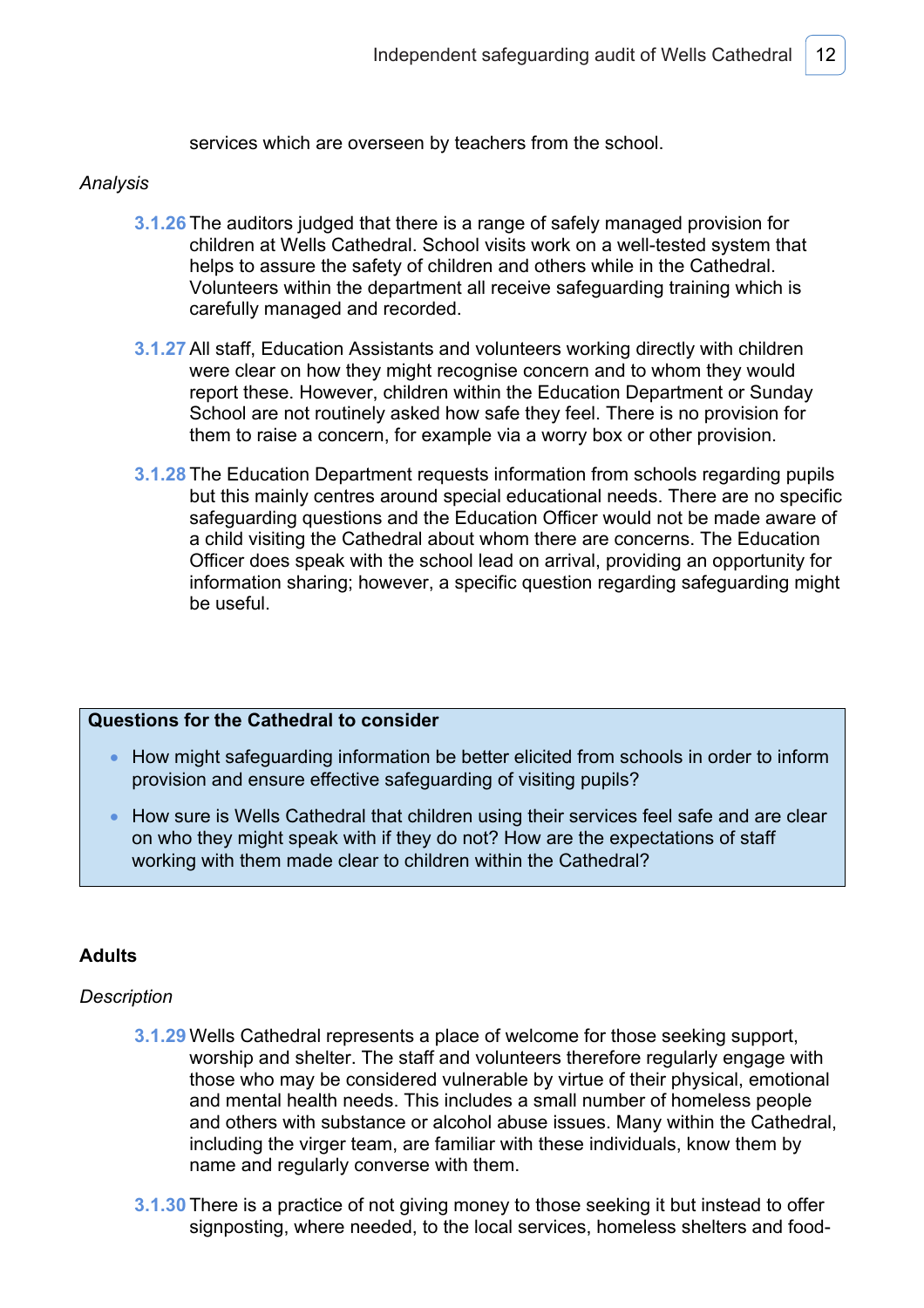services which are overseen by teachers from the school.

*Analysis*

**3.1.26** The auditors judged that there is a range of safely managed provision for children at Wells Cathedral. School visits work on a well-tested system that helps to assure the safety of children and others while in the Cathedral. Volunteers within the department all receive safeguarding training which is carefully managed and recorded.

**3.1.27** All staff, Education Assistants and volunteers working directly with children were clear on how they might recognise concern and to whom they would report these. However, children within the Education Department or Sunday School are not routinely asked how safe they feel. There is no provision for them to raise a concern, for example via a worry box or other provision.

**3.1.28** The Education Department requests information from schools regarding pupils but this mainly centres around special educational needs. There are no specific safeguarding questions and the Education Officer would not be made aware of a child visiting the Cathedral about whom there are concerns. The Education Officer does speak with the school lead on arrival, providing an opportunity for information sharing; however, a specific question regarding safeguarding might be useful.

**Questions for the Cathedral to consider**

- How might safeguarding information be better elicited from schools in order to inform provision and ensure effective safeguarding of visiting pupils?
- How sure is Wells Cathedral that children using their services feel safe and are clear on who they might speak with if they do not? How are the expectations of staff working with them made clear to children within the Cathedral?

**Adults**

*Description*

**3.1.29** Wells Cathedral represents a place of welcome for those seeking support, worship and shelter. The staff and volunteers therefore regularly engage with those who may be considered vulnerable by virtue of their physical, emotional and mental health needs. This includes a small number of homeless people and others with substance or alcohol abuse issues. Many within the Cathedral, including the virger team, are familiar with these individuals, know them by name and regularly converse with them.

**3.1.30** There is a practice of not giving money to those seeking it but instead to offer signposting, where needed, to the local services, homeless shelters and food-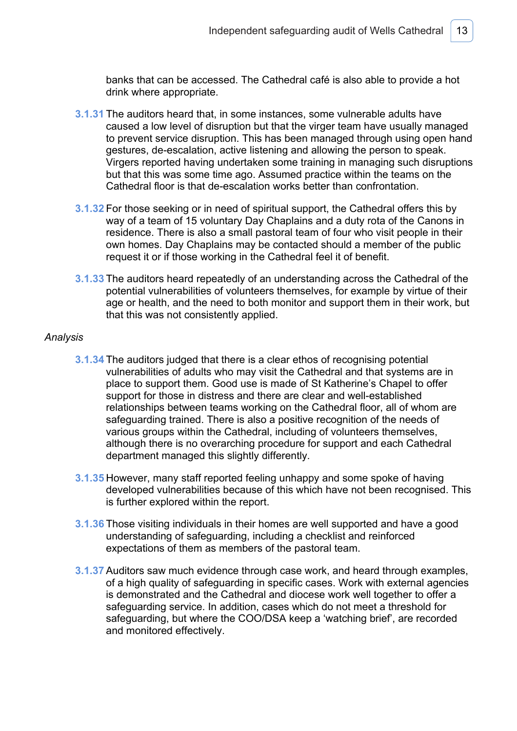banks that can be accessed. The Cathedral café is also able to provide a hot drink where appropriate.

**3.1.31** The auditors heard that, in some instances, some vulnerable adults have caused a low level of disruption but that the virger team have usually managed to prevent service disruption. This has been managed through using open hand gestures, de-escalation, active listening and allowing the person to speak. Virgers reported having undertaken some training in managing such disruptions but that this was some time ago. Assumed practice within the teams on the Cathedral floor is that de-escalation works better than confrontation.

**3.1.32** For those seeking or in need of spiritual support, the Cathedral offers this by way of a team of 15 voluntary Day Chaplains and a duty rota of the Canons in residence. There is also a small pastoral team of four who visit people in their own homes. Day Chaplains may be contacted should a member of the public request it or if those working in the Cathedral feel it of benefit.

**3.1.33** The auditors heard repeatedly of an understanding across the Cathedral of the potential vulnerabilities of volunteers themselves, for example by virtue of their age or health, and the need to both monitor and support them in their work, but that this was not consistently applied.

*Analysis*

**3.1.34** The auditors judged that there is a clear ethos of recognising potential vulnerabilities of adults who may visit the Cathedral and that systems are in place to support them. Good use is made of St Katherine's Chapel to offer support for those in distress and there are clear and well-established relationships between teams working on the Cathedral floor, all of whom are safeguarding trained. There is also a positive recognition of the needs of various groups within the Cathedral, including of volunteers themselves, although there is no overarching procedure for support and each Cathedral department managed this slightly differently.

**3.1.35** However, many staff reported feeling unhappy and some spoke of having developed vulnerabilities because of this which have not been recognised. This is further explored within the report.

**3.1.36** Those visiting individuals in their homes are well supported and have a good understanding of safeguarding, including a checklist and reinforced expectations of them as members of the pastoral team.

**3.1.37** Auditors saw much evidence through case work, and heard through examples, of a high quality of safeguarding in specific cases. Work with external agencies is demonstrated and the Cathedral and diocese work well together to offer a safeguarding service. In addition, cases which do not meet a threshold for safeguarding, but where the COO/DSA keep a 'watching brief', are recorded and monitored effectively.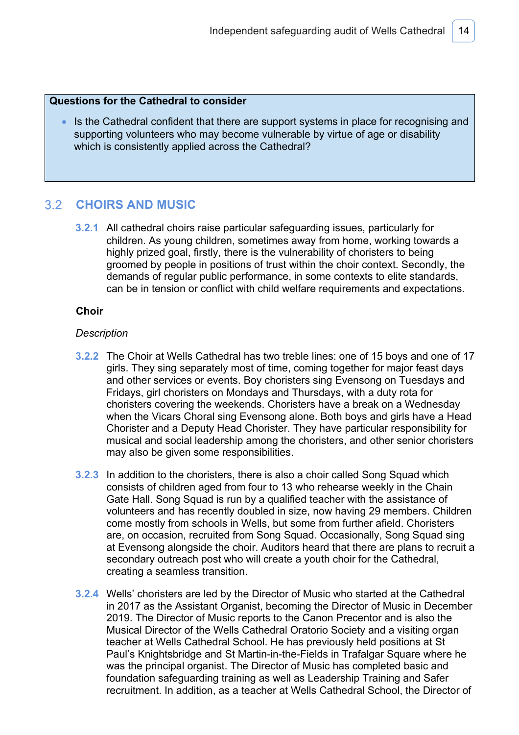**Questions for the Cathedral to consider**

- Is the Cathedral confident that there are support systems in place for recognising and supporting volunteers who may become vulnerable by virtue of age or disability which is consistently applied across the Cathedral?

## 3.2 CHOIRS AND MUSIC

**3.2.1** All cathedral choirs raise particular safeguarding issues, particularly for children. As young children, sometimes away from home, working towards a highly prized goal, firstly, there is the vulnerability of choristers to being groomed by people in positions of trust within the choir context. Secondly, the demands of regular public performance, in some contexts to elite standards, can be in tension or conflict with child welfare requirements and expectations.

### Choir

*Description*

**3.2.2** The Choir at Wells Cathedral has two treble lines: one of 15 boys and one of 17 girls. They sing separately most of time, coming together for major feast days and other services or events. Boy choristers sing Evensong on Tuesdays and Fridays, girl choristers on Mondays and Thursdays, with a duty rota for choristers covering the weekends. Choristers have a break on a Wednesday when the Vicars Choral sing Evensong alone. Both boys and girls have a Head Chorister and a Deputy Head Chorister. They have particular responsibility for musical and social leadership among the choristers, and other senior choristers may also be given some responsibilities.

**3.2.3** In addition to the choristers, there is also a choir called Song Squad which consists of children aged from four to 13 who rehearse weekly in the Chain Gate Hall. Song Squad is run by a qualified teacher with the assistance of volunteers and has recently doubled in size, now having 29 members. Children come mostly from schools in Wells, but some from further afield. Choristers are, on occasion, recruited from Song Squad. Occasionally, Song Squad sing at Evensong alongside the choir. Auditors heard that there are plans to recruit a secondary outreach post who will create a youth choir for the Cathedral, creating a seamless transition.

**3.2.4** Wells' choristers are led by the Director of Music who started at the Cathedral in 2017 as the Assistant Organist, becoming the Director of Music in December 2019. The Director of Music reports to the Canon Precentor and is also the Musical Director of the Wells Cathedral Oratorio Society and a visiting organ teacher at Wells Cathedral School. He has previously held positions at St Paul's Knightsbridge and St Martin-in-the-Fields in Trafalgar Square where he was the principal organist. The Director of Music has completed basic and foundation safeguarding training as well as Leadership Training and Safer recruitment. In addition, as a teacher at Wells Cathedral School, the Director of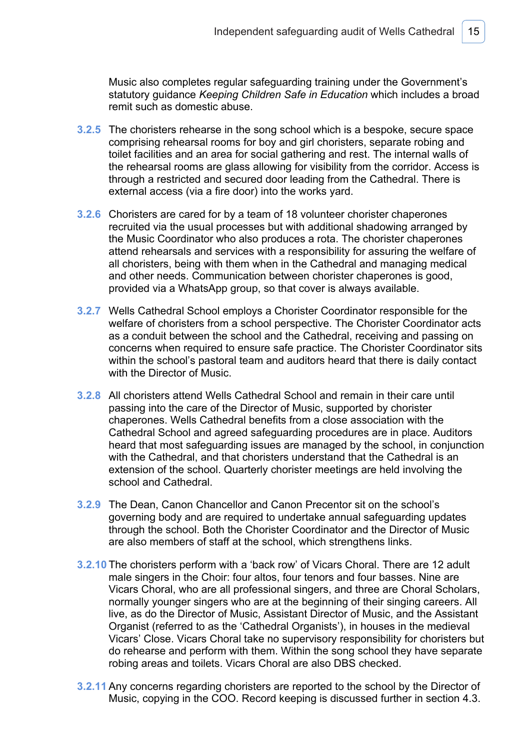Music also completes regular safeguarding training under the Government's statutory guidance *Keeping Children Safe in Education* which includes a broad remit such as domestic abuse.

3.2.5 The choristers rehearse in the song school which is a bespoke, secure space comprising rehearsal rooms for boy and girl choristers, separate robing and toilet facilities and an area for social gathering and rest. The internal walls of the rehearsal rooms are glass allowing for visibility from the corridor. Access is through a restricted and secured door leading from the Cathedral. There is external access (via a fire door) into the works yard.

3.2.6 Choristers are cared for by a team of 18 volunteer chorister chaperones recruited via the usual processes but with additional shadowing arranged by the Music Coordinator who also produces a rota. The chorister chaperones attend rehearsals and services with a responsibility for assuring the welfare of all choristers, being with them when in the Cathedral and managing medical and other needs. Communication between chorister chaperones is good, provided via a WhatsApp group, so that cover is always available.

3.2.7 Wells Cathedral School employs a Chorister Coordinator responsible for the welfare of choristers from a school perspective. The Chorister Coordinator acts as a conduit between the school and the Cathedral, receiving and passing on concerns when required to ensure safe practice. The Chorister Coordinator sits within the school's pastoral team and auditors heard that there is daily contact with the Director of Music.

3.2.8 All choristers attend Wells Cathedral School and remain in their care until passing into the care of the Director of Music, supported by chorister chaperones. Wells Cathedral benefits from a close association with the Cathedral School and agreed safeguarding procedures are in place. Auditors heard that most safeguarding issues are managed by the school, in conjunction with the Cathedral, and that choristers understand that the Cathedral is an extension of the school. Quarterly chorister meetings are held involving the school and Cathedral.

3.2.9 The Dean, Canon Chancellor and Canon Precentor sit on the school's governing body and are required to undertake annual safeguarding updates through the school. Both the Chorister Coordinator and the Director of Music are also members of staff at the school, which strengthens links.

3.2.10 The choristers perform with a 'back row' of Vicars Choral. There are 12 adult male singers in the Choir: four altos, four tenors and four basses. Nine are Vicars Choral, who are all professional singers, and three are Choral Scholars, normally younger singers who are at the beginning of their singing careers. All live, as do the Director of Music, Assistant Director of Music, and the Assistant Organist (referred to as the 'Cathedral Organists'), in houses in the medieval Vicars' Close. Vicars Choral take no supervisory responsibility for choristers but do rehearse and perform with them. Within the song school they have separate robing areas and toilets. Vicars Choral are also DBS checked.

3.2.11 Any concerns regarding choristers are reported to the school by the Director of Music, copying in the COO. Record keeping is discussed further in section 4.3.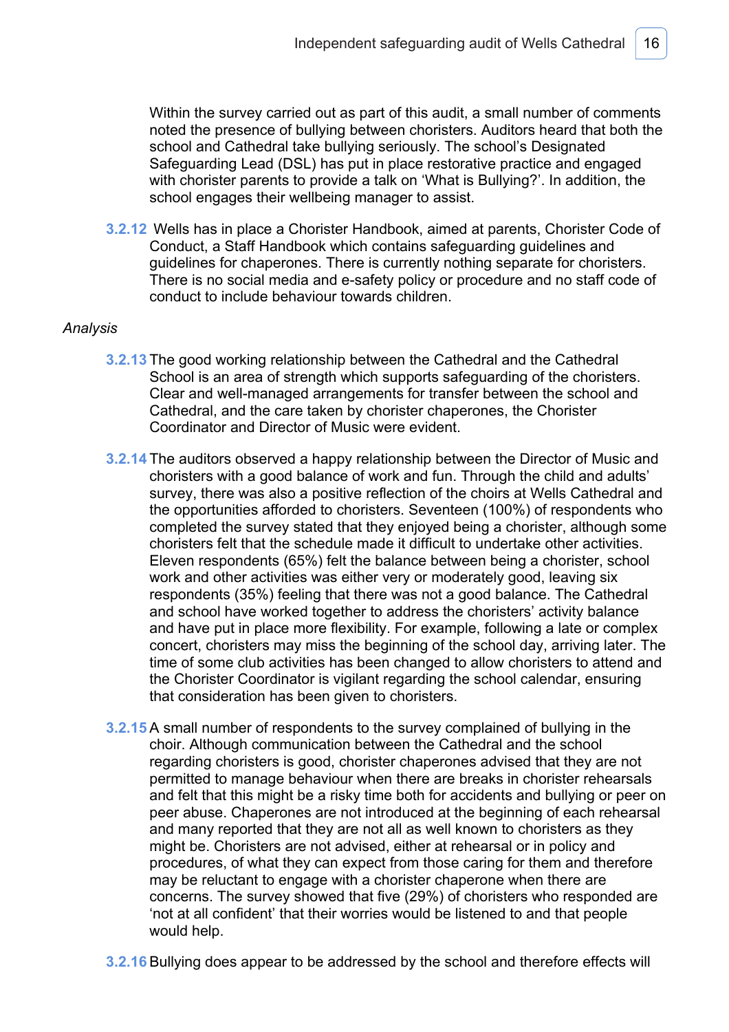Within the survey carried out as part of this audit, a small number of comments noted the presence of bullying between choristers. Auditors heard that both the school and Cathedral take bullying seriously. The school's Designated Safeguarding Lead (DSL) has put in place restorative practice and engaged with chorister parents to provide a talk on 'What is Bullying?'. In addition, the school engages their wellbeing manager to assist.

**3.2.12** Wells has in place a Chorister Handbook, aimed at parents, Chorister Code of Conduct, a Staff Handbook which contains safeguarding guidelines and guidelines for chaperones. There is currently nothing separate for choristers. There is no social media and e-safety policy or procedure and no staff code of conduct to include behaviour towards children.

*Analysis*

**3.2.13** The good working relationship between the Cathedral and the Cathedral School is an area of strength which supports safeguarding of the choristers. Clear and well-managed arrangements for transfer between the school and Cathedral, and the care taken by chorister chaperones, the Chorister Coordinator and Director of Music were evident.

**3.2.14** The auditors observed a happy relationship between the Director of Music and choristers with a good balance of work and fun. Through the child and adults' survey, there was also a positive reflection of the choirs at Wells Cathedral and the opportunities afforded to choristers. Seventeen (100%) of respondents who completed the survey stated that they enjoyed being a chorister, although some choristers felt that the schedule made it difficult to undertake other activities. Eleven respondents (65%) felt the balance between being a chorister, school work and other activities was either very or moderately good, leaving six respondents (35%) feeling that there was not a good balance. The Cathedral and school have worked together to address the choristers' activity balance and have put in place more flexibility. For example, following a late or complex concert, choristers may miss the beginning of the school day, arriving later. The time of some club activities has been changed to allow choristers to attend and the Chorister Coordinator is vigilant regarding the school calendar, ensuring that consideration has been given to choristers.

**3.2.15** A small number of respondents to the survey complained of bullying in the choir. Although communication between the Cathedral and the school regarding choristers is good, chorister chaperones advised that they are not permitted to manage behaviour when there are breaks in chorister rehearsals and felt that this might be a risky time both for accidents and bullying or peer on peer abuse. Chaperones are not introduced at the beginning of each rehearsal and many reported that they are not all as well known to choristers as they might be. Choristers are not advised, either at rehearsal or in policy and procedures, of what they can expect from those caring for them and therefore may be reluctant to engage with a chorister chaperone when there are concerns. The survey showed that five (29%) of choristers who responded are 'not at all confident' that their worries would be listened to and that people would help.

**3.2.16** Bullying does appear to be addressed by the school and therefore effects will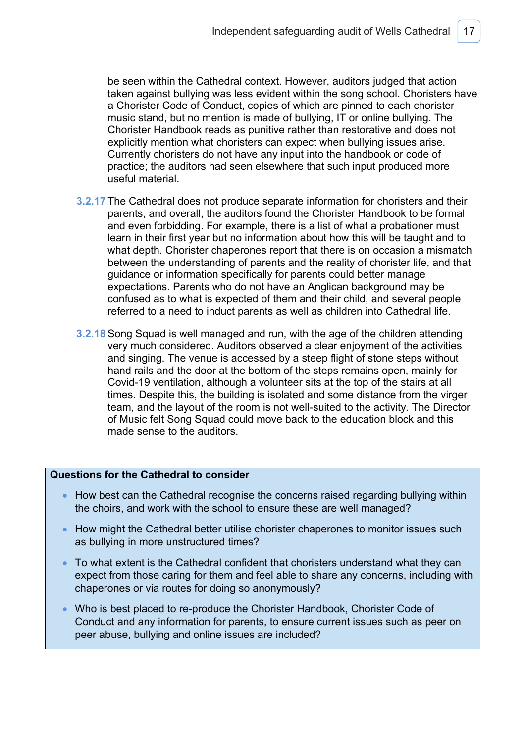be seen within the Cathedral context. However, auditors judged that action taken against bullying was less evident within the song school. Choristers have a Chorister Code of Conduct, copies of which are pinned to each chorister music stand, but no mention is made of bullying, IT or online bullying. The Chorister Handbook reads as punitive rather than restorative and does not explicitly mention what choristers can expect when bullying issues arise. Currently choristers do not have any input into the handbook or code of practice; the auditors had seen elsewhere that such input produced more useful material.

**3.2.17** The Cathedral does not produce separate information for choristers and their parents, and overall, the auditors found the Chorister Handbook to be formal and even forbidding. For example, there is a list of what a probationer must learn in their first year but no information about how this will be taught and to what depth. Chorister chaperones report that there is on occasion a mismatch between the understanding of parents and the reality of chorister life, and that guidance or information specifically for parents could better manage expectations. Parents who do not have an Anglican background may be confused as to what is expected of them and their child, and several people referred to a need to induct parents as well as children into Cathedral life.

**3.2.18** Song Squad is well managed and run, with the age of the children attending very much considered. Auditors observed a clear enjoyment of the activities and singing. The venue is accessed by a steep flight of stone steps without hand rails and the door at the bottom of the steps remains open, mainly for Covid-19 ventilation, although a volunteer sits at the top of the stairs at all times. Despite this, the building is isolated and some distance from the virger team, and the layout of the room is not well-suited to the activity. The Director of Music felt Song Squad could move back to the education block and this made sense to the auditors.

**Questions for the Cathedral to consider**

- How best can the Cathedral recognise the concerns raised regarding bullying within the choirs, and work with the school to ensure these are well managed?
- How might the Cathedral better utilise chorister chaperones to monitor issues such as bullying in more unstructured times?
- To what extent is the Cathedral confident that choristers understand what they can expect from those caring for them and feel able to share any concerns, including with chaperones or via routes for doing so anonymously?
- Who is best placed to re-produce the Chorister Handbook, Chorister Code of Conduct and any information for parents, to ensure current issues such as peer on peer abuse, bullying and online issues are included?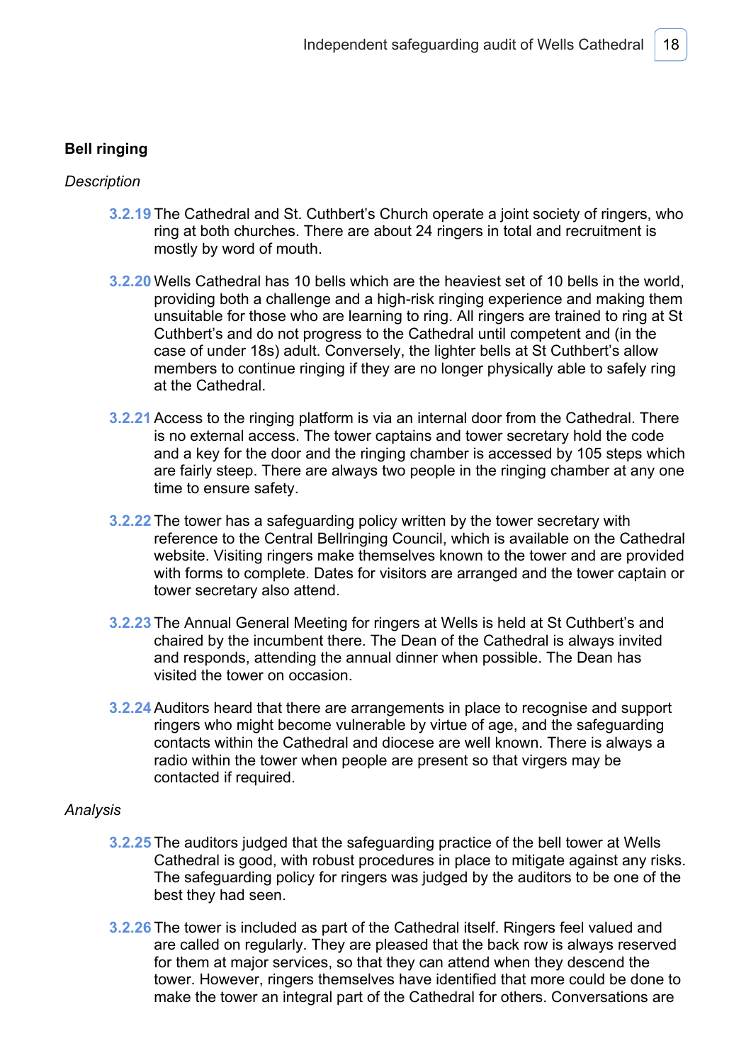**Bell ringing**

*Description*

3.2.19 The Cathedral and St. Cuthbert's Church operate a joint society of ringers, who ring at both churches. There are about 24 ringers in total and recruitment is mostly by word of mouth.

3.2.20 Wells Cathedral has 10 bells which are the heaviest set of 10 bells in the world, providing both a challenge and a high-risk ringing experience and making them unsuitable for those who are learning to ring. All ringers are trained to ring at St Cuthbert's and do not progress to the Cathedral until competent and (in the case of under 18s) adult. Conversely, the lighter bells at St Cuthbert's allow members to continue ringing if they are no longer physically able to safely ring at the Cathedral.

3.2.21 Access to the ringing platform is via an internal door from the Cathedral. There is no external access. The tower captains and tower secretary hold the code and a key for the door and the ringing chamber is accessed by 105 steps which are fairly steep. There are always two people in the ringing chamber at any one time to ensure safety.

3.2.22 The tower has a safeguarding policy written by the tower secretary with reference to the Central Bellringing Council, which is available on the Cathedral website. Visiting ringers make themselves known to the tower and are provided with forms to complete. Dates for visitors are arranged and the tower captain or tower secretary also attend.

3.2.23 The Annual General Meeting for ringers at Wells is held at St Cuthbert's and chaired by the incumbent there. The Dean of the Cathedral is always invited and responds, attending the annual dinner when possible. The Dean has visited the tower on occasion.

3.2.24 Auditors heard that there are arrangements in place to recognise and support ringers who might become vulnerable by virtue of age, and the safeguarding contacts within the Cathedral and diocese are well known. There is always a radio within the tower when people are present so that virgers may be contacted if required.

*Analysis*

3.2.25 The auditors judged that the safeguarding practice of the bell tower at Wells Cathedral is good, with robust procedures in place to mitigate against any risks. The safeguarding policy for ringers was judged by the auditors to be one of the best they had seen.

3.2.26 The tower is included as part of the Cathedral itself. Ringers feel valued and are called on regularly. They are pleased that the back row is always reserved for them at major services, so that they can attend when they descend the tower. However, ringers themselves have identified that more could be done to make the tower an integral part of the Cathedral for others. Conversations are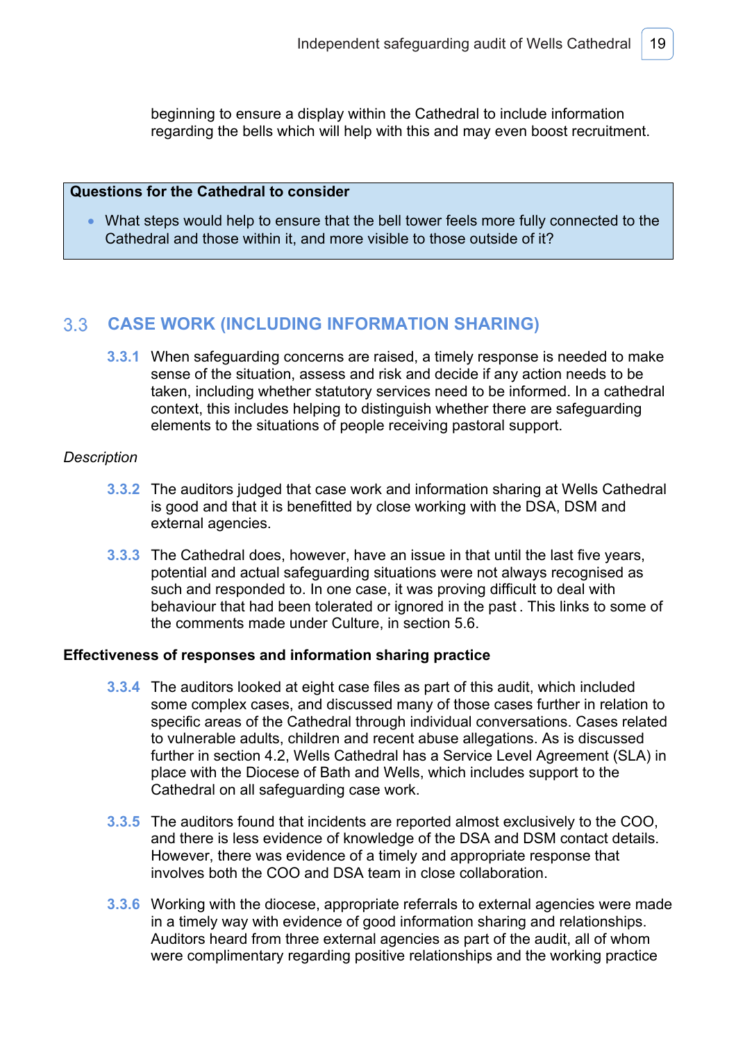beginning to ensure a display within the Cathedral to include information regarding the bells which will help with this and may even boost recruitment.

> **Questions for the Cathedral to consider**
>
> - What steps would help to ensure that the bell tower feels more fully connected to the Cathedral and those within it, and more visible to those outside of it?

## 3.3 CASE WORK (INCLUDING INFORMATION SHARING)

**3.3.1** When safeguarding concerns are raised, a timely response is needed to make sense of the situation, assess and risk and decide if any action needs to be taken, including whether statutory services need to be informed. In a cathedral context, this includes helping to distinguish whether there are safeguarding elements to the situations of people receiving pastoral support.

*Description*

**3.3.2** The auditors judged that case work and information sharing at Wells Cathedral is good and that it is benefitted by close working with the DSA, DSM and external agencies.

**3.3.3** The Cathedral does, however, have an issue in that until the last five years, potential and actual safeguarding situations were not always recognised as such and responded to. In one case, it was proving difficult to deal with behaviour that had been tolerated or ignored in the past . This links to some of the comments made under Culture, in section 5.6.

**Effectiveness of responses and information sharing practice**

**3.3.4** The auditors looked at eight case files as part of this audit, which included some complex cases, and discussed many of those cases further in relation to specific areas of the Cathedral through individual conversations. Cases related to vulnerable adults, children and recent abuse allegations. As is discussed further in section 4.2, Wells Cathedral has a Service Level Agreement (SLA) in place with the Diocese of Bath and Wells, which includes support to the Cathedral on all safeguarding case work.

**3.3.5** The auditors found that incidents are reported almost exclusively to the COO, and there is less evidence of knowledge of the DSA and DSM contact details. However, there was evidence of a timely and appropriate response that involves both the COO and DSA team in close collaboration.

**3.3.6** Working with the diocese, appropriate referrals to external agencies were made in a timely way with evidence of good information sharing and relationships. Auditors heard from three external agencies as part of the audit, all of whom were complimentary regarding positive relationships and the working practice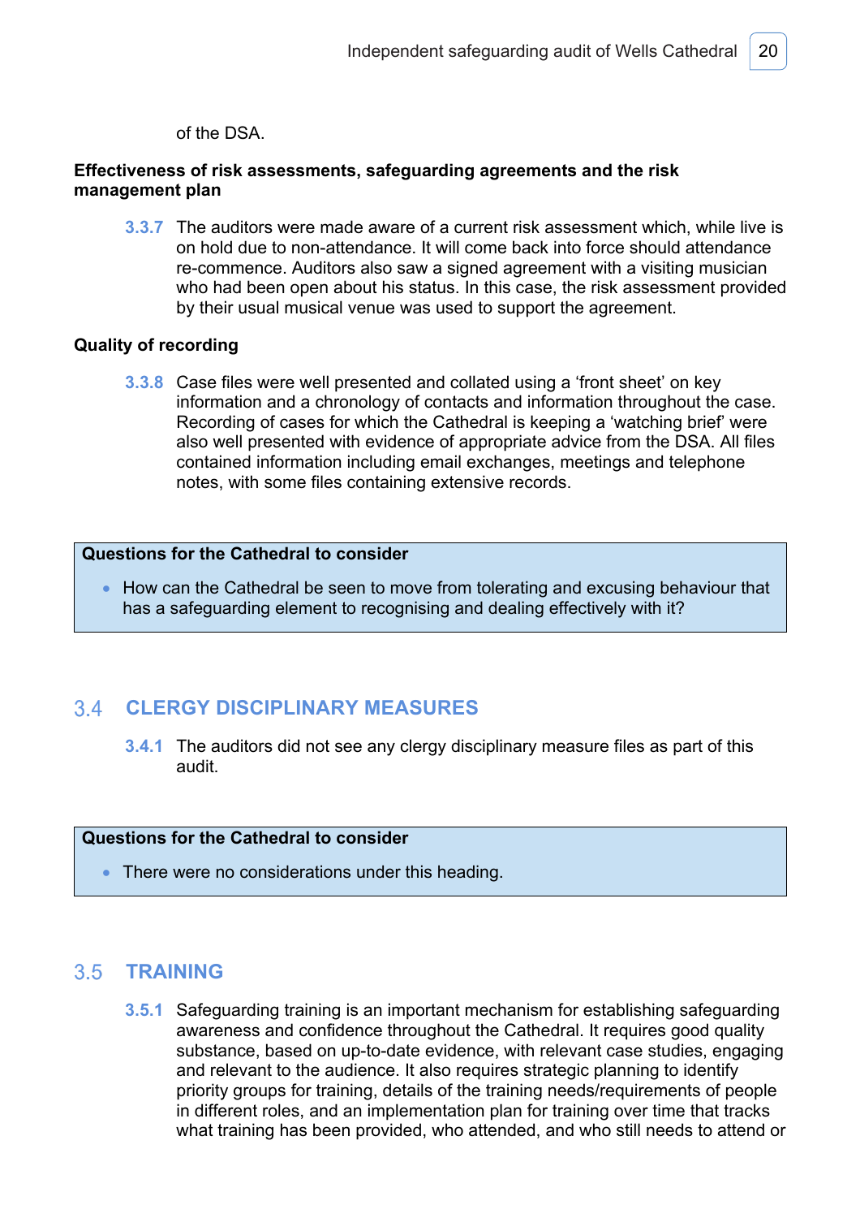of the DSA.

**Effectiveness of risk assessments, safeguarding agreements and the risk management plan**

**3.3.7** The auditors were made aware of a current risk assessment which, while live is on hold due to non-attendance. It will come back into force should attendance re-commence. Auditors also saw a signed agreement with a visiting musician who had been open about his status. In this case, the risk assessment provided by their usual musical venue was used to support the agreement.

**Quality of recording**

**3.3.8** Case files were well presented and collated using a 'front sheet' on key information and a chronology of contacts and information throughout the case. Recording of cases for which the Cathedral is keeping a 'watching brief' were also well presented with evidence of appropriate advice from the DSA. All files contained information including email exchanges, meetings and telephone notes, with some files containing extensive records.

> **Questions for the Cathedral to consider**
>
> - How can the Cathedral be seen to move from tolerating and excusing behaviour that has a safeguarding element to recognising and dealing effectively with it?

## 3.4 CLERGY DISCIPLINARY MEASURES

**3.4.1** The auditors did not see any clergy disciplinary measure files as part of this audit.

> **Questions for the Cathedral to consider**
>
> - There were no considerations under this heading.

## 3.5 TRAINING

**3.5.1** Safeguarding training is an important mechanism for establishing safeguarding awareness and confidence throughout the Cathedral. It requires good quality substance, based on up-to-date evidence, with relevant case studies, engaging and relevant to the audience. It also requires strategic planning to identify priority groups for training, details of the training needs/requirements of people in different roles, and an implementation plan for training over time that tracks what training has been provided, who attended, and who still needs to attend or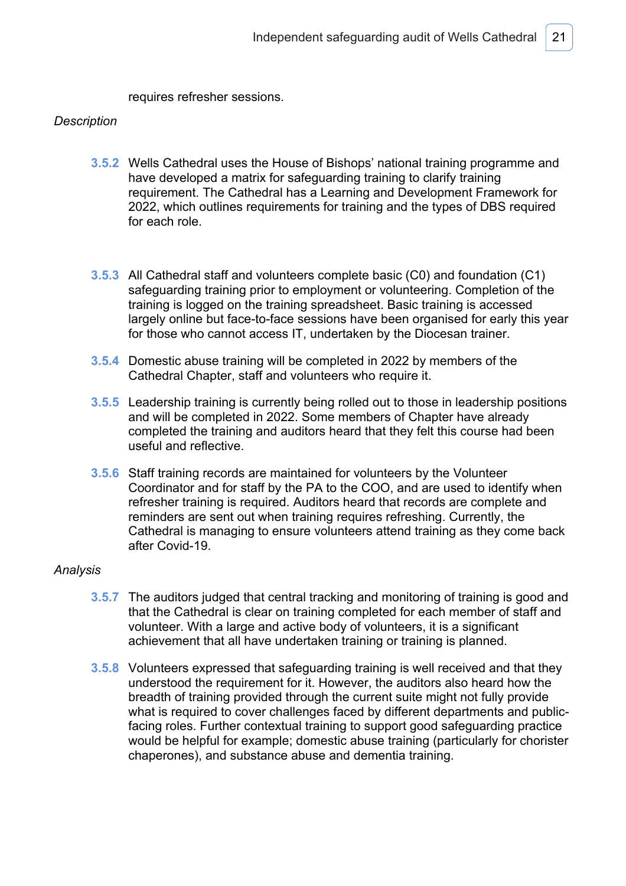requires refresher sessions.

*Description*

**3.5.2** Wells Cathedral uses the House of Bishops' national training programme and have developed a matrix for safeguarding training to clarify training requirement. The Cathedral has a Learning and Development Framework for 2022, which outlines requirements for training and the types of DBS required for each role.

**3.5.3** All Cathedral staff and volunteers complete basic (C0) and foundation (C1) safeguarding training prior to employment or volunteering. Completion of the training is logged on the training spreadsheet. Basic training is accessed largely online but face-to-face sessions have been organised for early this year for those who cannot access IT, undertaken by the Diocesan trainer.

**3.5.4** Domestic abuse training will be completed in 2022 by members of the Cathedral Chapter, staff and volunteers who require it.

**3.5.5** Leadership training is currently being rolled out to those in leadership positions and will be completed in 2022. Some members of Chapter have already completed the training and auditors heard that they felt this course had been useful and reflective.

**3.5.6** Staff training records are maintained for volunteers by the Volunteer Coordinator and for staff by the PA to the COO, and are used to identify when refresher training is required. Auditors heard that records are complete and reminders are sent out when training requires refreshing. Currently, the Cathedral is managing to ensure volunteers attend training as they come back after Covid-19.

*Analysis*

**3.5.7** The auditors judged that central tracking and monitoring of training is good and that the Cathedral is clear on training completed for each member of staff and volunteer. With a large and active body of volunteers, it is a significant achievement that all have undertaken training or training is planned.

**3.5.8** Volunteers expressed that safeguarding training is well received and that they understood the requirement for it. However, the auditors also heard how the breadth of training provided through the current suite might not fully provide what is required to cover challenges faced by different departments and public-facing roles. Further contextual training to support good safeguarding practice would be helpful for example; domestic abuse training (particularly for chorister chaperones), and substance abuse and dementia training.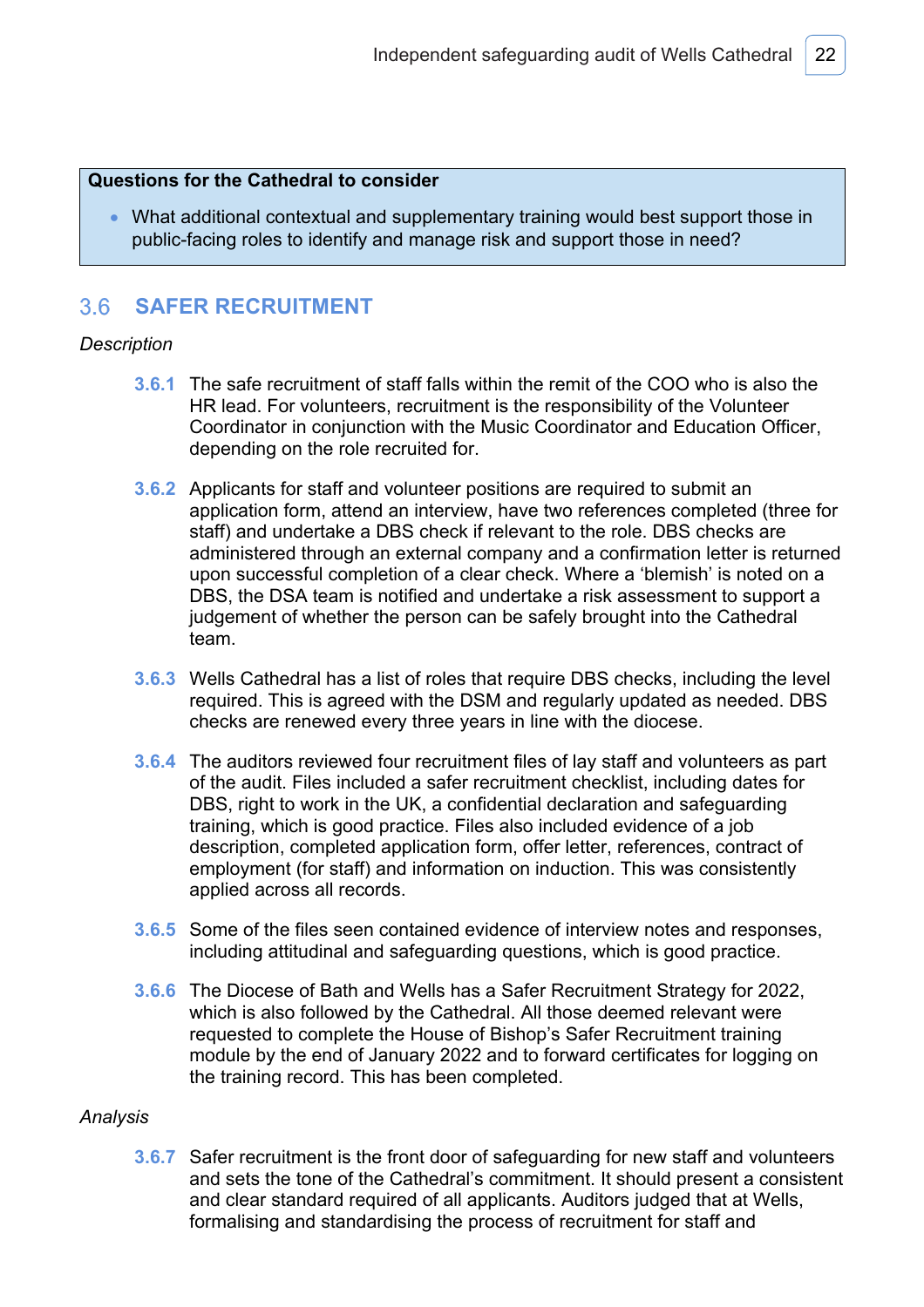**Questions for the Cathedral to consider**

- What additional contextual and supplementary training would best support those in public-facing roles to identify and manage risk and support those in need?

## 3.6 SAFER RECRUITMENT

*Description*

**3.6.1** The safe recruitment of staff falls within the remit of the COO who is also the HR lead. For volunteers, recruitment is the responsibility of the Volunteer Coordinator in conjunction with the Music Coordinator and Education Officer, depending on the role recruited for.

**3.6.2** Applicants for staff and volunteer positions are required to submit an application form, attend an interview, have two references completed (three for staff) and undertake a DBS check if relevant to the role. DBS checks are administered through an external company and a confirmation letter is returned upon successful completion of a clear check. Where a 'blemish' is noted on a DBS, the DSA team is notified and undertake a risk assessment to support a judgement of whether the person can be safely brought into the Cathedral team.

**3.6.3** Wells Cathedral has a list of roles that require DBS checks, including the level required. This is agreed with the DSM and regularly updated as needed. DBS checks are renewed every three years in line with the diocese.

**3.6.4** The auditors reviewed four recruitment files of lay staff and volunteers as part of the audit. Files included a safer recruitment checklist, including dates for DBS, right to work in the UK, a confidential declaration and safeguarding training, which is good practice. Files also included evidence of a job description, completed application form, offer letter, references, contract of employment (for staff) and information on induction. This was consistently applied across all records.

**3.6.5** Some of the files seen contained evidence of interview notes and responses, including attitudinal and safeguarding questions, which is good practice.

**3.6.6** The Diocese of Bath and Wells has a Safer Recruitment Strategy for 2022, which is also followed by the Cathedral. All those deemed relevant were requested to complete the House of Bishop's Safer Recruitment training module by the end of January 2022 and to forward certificates for logging on the training record. This has been completed.

*Analysis*

**3.6.7** Safer recruitment is the front door of safeguarding for new staff and volunteers and sets the tone of the Cathedral's commitment. It should present a consistent and clear standard required of all applicants. Auditors judged that at Wells, formalising and standardising the process of recruitment for staff and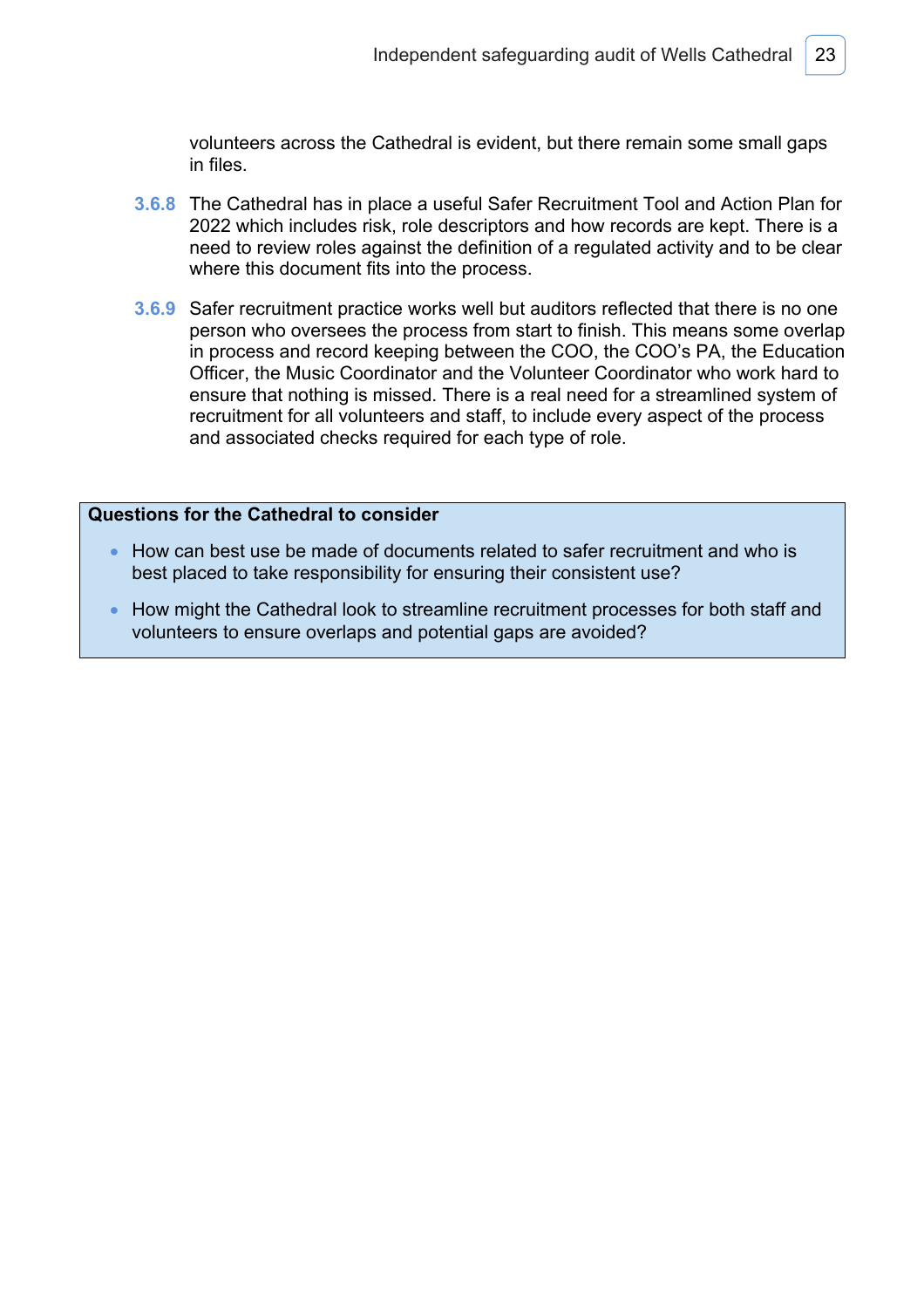volunteers across the Cathedral is evident, but there remain some small gaps in files.

**3.6.8** The Cathedral has in place a useful Safer Recruitment Tool and Action Plan for 2022 which includes risk, role descriptors and how records are kept. There is a need to review roles against the definition of a regulated activity and to be clear where this document fits into the process.

**3.6.9** Safer recruitment practice works well but auditors reflected that there is no one person who oversees the process from start to finish. This means some overlap in process and record keeping between the COO, the COO's PA, the Education Officer, the Music Coordinator and the Volunteer Coordinator who work hard to ensure that nothing is missed. There is a real need for a streamlined system of recruitment for all volunteers and staff, to include every aspect of the process and associated checks required for each type of role.

**Questions for the Cathedral to consider**

- How can best use be made of documents related to safer recruitment and who is best placed to take responsibility for ensuring their consistent use?
- How might the Cathedral look to streamline recruitment processes for both staff and volunteers to ensure overlaps and potential gaps are avoided?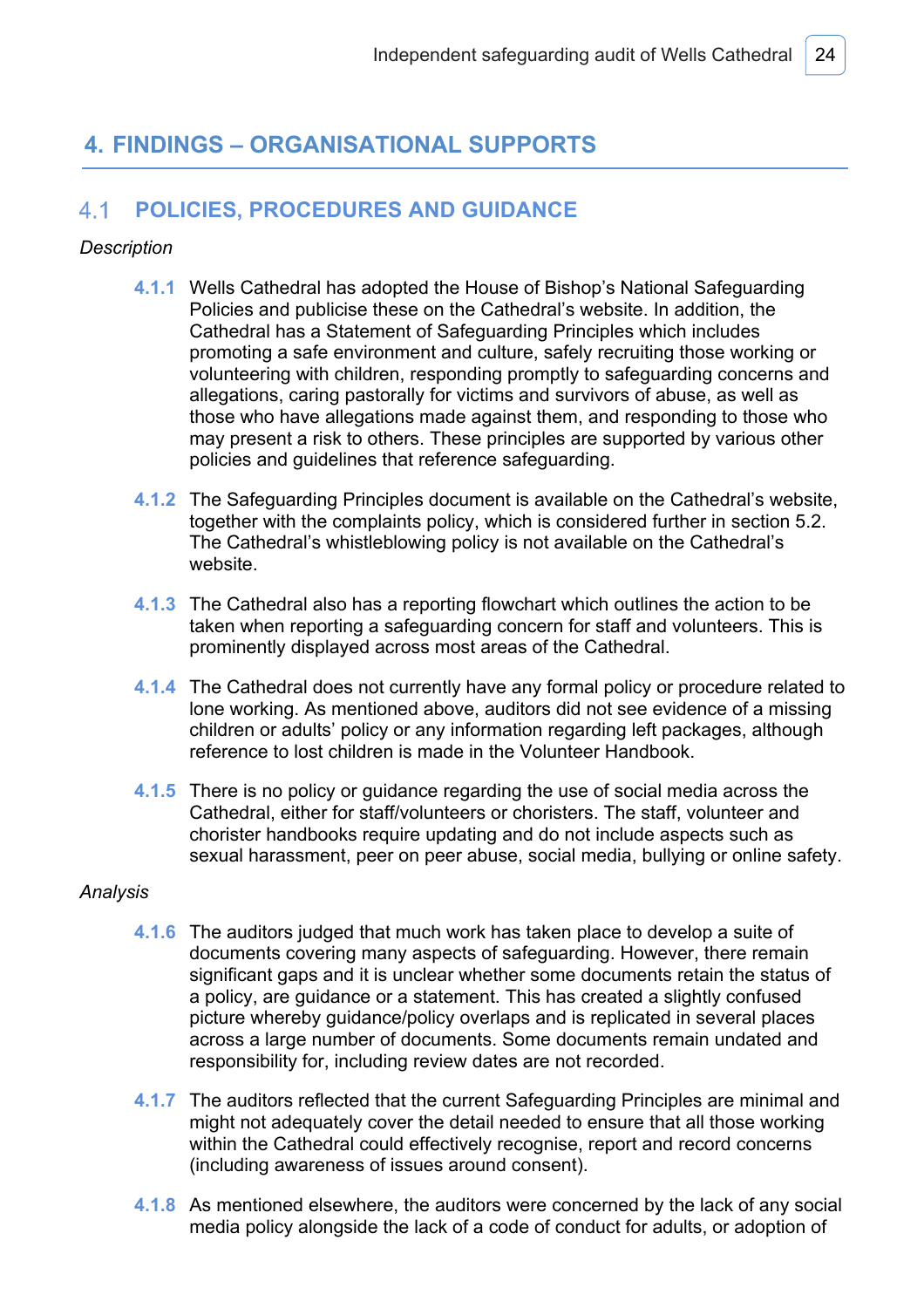# 4. FINDINGS – ORGANISATIONAL SUPPORTS

## 4.1 POLICIES, PROCEDURES AND GUIDANCE

*Description*

**4.1.1** Wells Cathedral has adopted the House of Bishop's National Safeguarding Policies and publicise these on the Cathedral's website. In addition, the Cathedral has a Statement of Safeguarding Principles which includes promoting a safe environment and culture, safely recruiting those working or volunteering with children, responding promptly to safeguarding concerns and allegations, caring pastorally for victims and survivors of abuse, as well as those who have allegations made against them, and responding to those who may present a risk to others. These principles are supported by various other policies and guidelines that reference safeguarding.

**4.1.2** The Safeguarding Principles document is available on the Cathedral's website, together with the complaints policy, which is considered further in section 5.2. The Cathedral's whistleblowing policy is not available on the Cathedral's website.

**4.1.3** The Cathedral also has a reporting flowchart which outlines the action to be taken when reporting a safeguarding concern for staff and volunteers. This is prominently displayed across most areas of the Cathedral.

**4.1.4** The Cathedral does not currently have any formal policy or procedure related to lone working. As mentioned above, auditors did not see evidence of a missing children or adults' policy or any information regarding left packages, although reference to lost children is made in the Volunteer Handbook.

**4.1.5** There is no policy or guidance regarding the use of social media across the Cathedral, either for staff/volunteers or choristers. The staff, volunteer and chorister handbooks require updating and do not include aspects such as sexual harassment, peer on peer abuse, social media, bullying or online safety.

*Analysis*

**4.1.6** The auditors judged that much work has taken place to develop a suite of documents covering many aspects of safeguarding. However, there remain significant gaps and it is unclear whether some documents retain the status of a policy, are guidance or a statement. This has created a slightly confused picture whereby guidance/policy overlaps and is replicated in several places across a large number of documents. Some documents remain undated and responsibility for, including review dates are not recorded.

**4.1.7** The auditors reflected that the current Safeguarding Principles are minimal and might not adequately cover the detail needed to ensure that all those working within the Cathedral could effectively recognise, report and record concerns (including awareness of issues around consent).

**4.1.8** As mentioned elsewhere, the auditors were concerned by the lack of any social media policy alongside the lack of a code of conduct for adults, or adoption of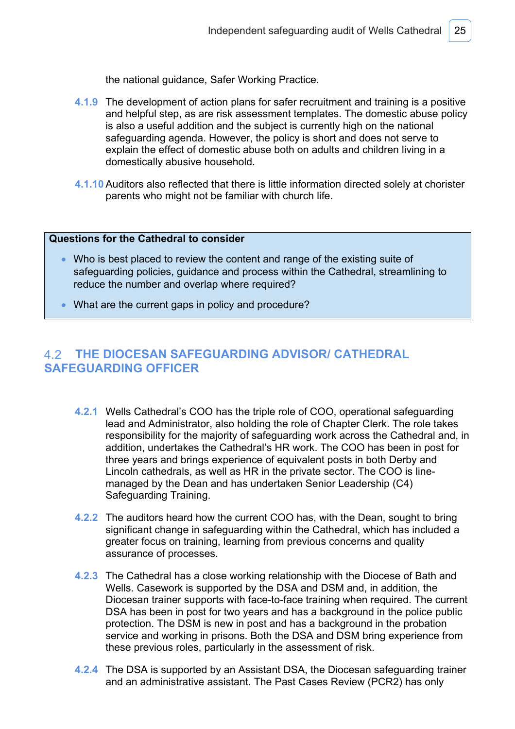the national guidance, Safer Working Practice.

**4.1.9** The development of action plans for safer recruitment and training is a positive and helpful step, as are risk assessment templates. The domestic abuse policy is also a useful addition and the subject is currently high on the national safeguarding agenda. However, the policy is short and does not serve to explain the effect of domestic abuse both on adults and children living in a domestically abusive household.

**4.1.10** Auditors also reflected that there is little information directed solely at chorister parents who might not be familiar with church life.

> **Questions for the Cathedral to consider**
>
> - Who is best placed to review the content and range of the existing suite of safeguarding policies, guidance and process within the Cathedral, streamlining to reduce the number and overlap where required?
> - What are the current gaps in policy and procedure?

## 4.2 THE DIOCESAN SAFEGUARDING ADVISOR/ CATHEDRAL SAFEGUARDING OFFICER

**4.2.1** Wells Cathedral's COO has the triple role of COO, operational safeguarding lead and Administrator, also holding the role of Chapter Clerk. The role takes responsibility for the majority of safeguarding work across the Cathedral and, in addition, undertakes the Cathedral's HR work. The COO has been in post for three years and brings experience of equivalent posts in both Derby and Lincoln cathedrals, as well as HR in the private sector. The COO is line-managed by the Dean and has undertaken Senior Leadership (C4) Safeguarding Training.

**4.2.2** The auditors heard how the current COO has, with the Dean, sought to bring significant change in safeguarding within the Cathedral, which has included a greater focus on training, learning from previous concerns and quality assurance of processes.

**4.2.3** The Cathedral has a close working relationship with the Diocese of Bath and Wells. Casework is supported by the DSA and DSM and, in addition, the Diocesan trainer supports with face-to-face training when required. The current DSA has been in post for two years and has a background in the police public protection. The DSM is new in post and has a background in the probation service and working in prisons. Both the DSA and DSM bring experience from these previous roles, particularly in the assessment of risk.

**4.2.4** The DSA is supported by an Assistant DSA, the Diocesan safeguarding trainer and an administrative assistant. The Past Cases Review (PCR2) has only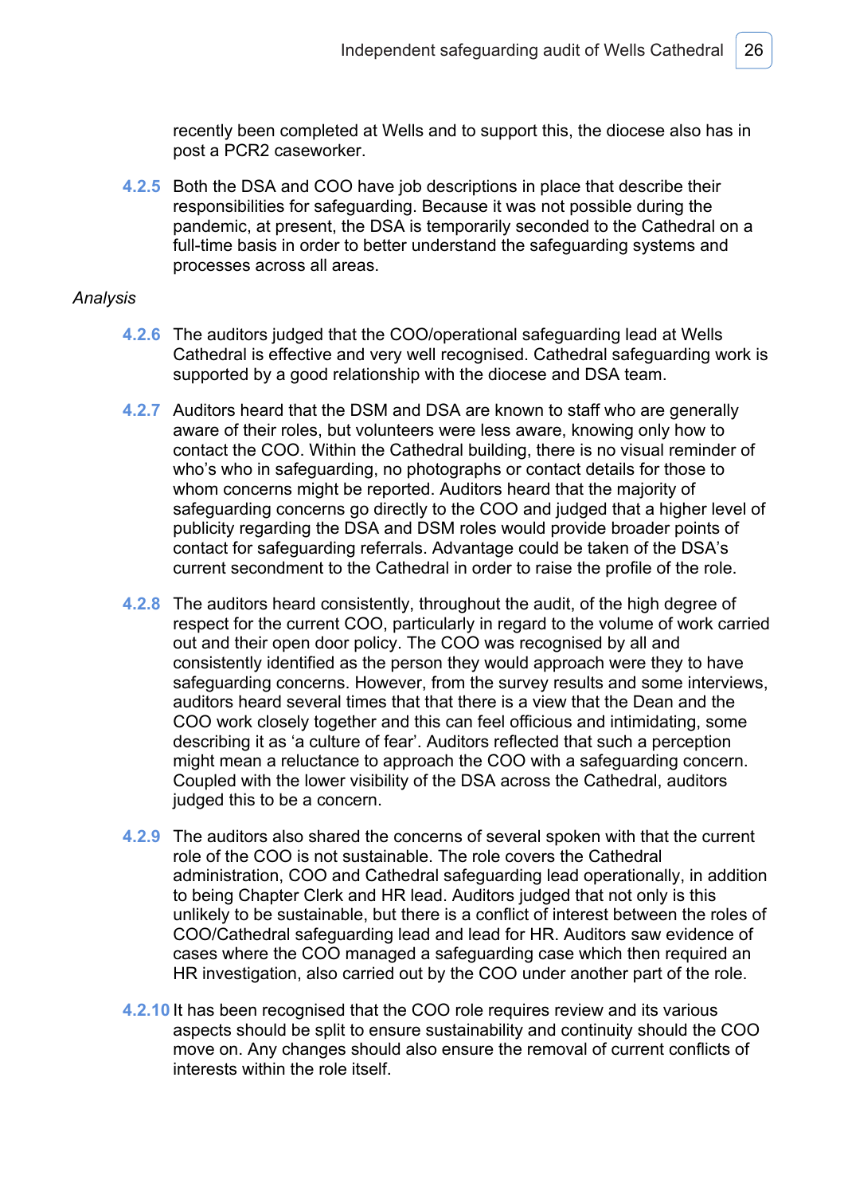recently been completed at Wells and to support this, the diocese also has in post a PCR2 caseworker.

4.2.5 Both the DSA and COO have job descriptions in place that describe their responsibilities for safeguarding. Because it was not possible during the pandemic, at present, the DSA is temporarily seconded to the Cathedral on a full-time basis in order to better understand the safeguarding systems and processes across all areas.

*Analysis*

4.2.6 The auditors judged that the COO/operational safeguarding lead at Wells Cathedral is effective and very well recognised. Cathedral safeguarding work is supported by a good relationship with the diocese and DSA team.

4.2.7 Auditors heard that the DSM and DSA are known to staff who are generally aware of their roles, but volunteers were less aware, knowing only how to contact the COO. Within the Cathedral building, there is no visual reminder of who's who in safeguarding, no photographs or contact details for those to whom concerns might be reported. Auditors heard that the majority of safeguarding concerns go directly to the COO and judged that a higher level of publicity regarding the DSA and DSM roles would provide broader points of contact for safeguarding referrals. Advantage could be taken of the DSA's current secondment to the Cathedral in order to raise the profile of the role.

4.2.8 The auditors heard consistently, throughout the audit, of the high degree of respect for the current COO, particularly in regard to the volume of work carried out and their open door policy. The COO was recognised by all and consistently identified as the person they would approach were they to have safeguarding concerns. However, from the survey results and some interviews, auditors heard several times that that there is a view that the Dean and the COO work closely together and this can feel officious and intimidating, some describing it as 'a culture of fear'. Auditors reflected that such a perception might mean a reluctance to approach the COO with a safeguarding concern. Coupled with the lower visibility of the DSA across the Cathedral, auditors judged this to be a concern.

4.2.9 The auditors also shared the concerns of several spoken with that the current role of the COO is not sustainable. The role covers the Cathedral administration, COO and Cathedral safeguarding lead operationally, in addition to being Chapter Clerk and HR lead. Auditors judged that not only is this unlikely to be sustainable, but there is a conflict of interest between the roles of COO/Cathedral safeguarding lead and lead for HR. Auditors saw evidence of cases where the COO managed a safeguarding case which then required an HR investigation, also carried out by the COO under another part of the role.

4.2.10 It has been recognised that the COO role requires review and its various aspects should be split to ensure sustainability and continuity should the COO move on. Any changes should also ensure the removal of current conflicts of interests within the role itself.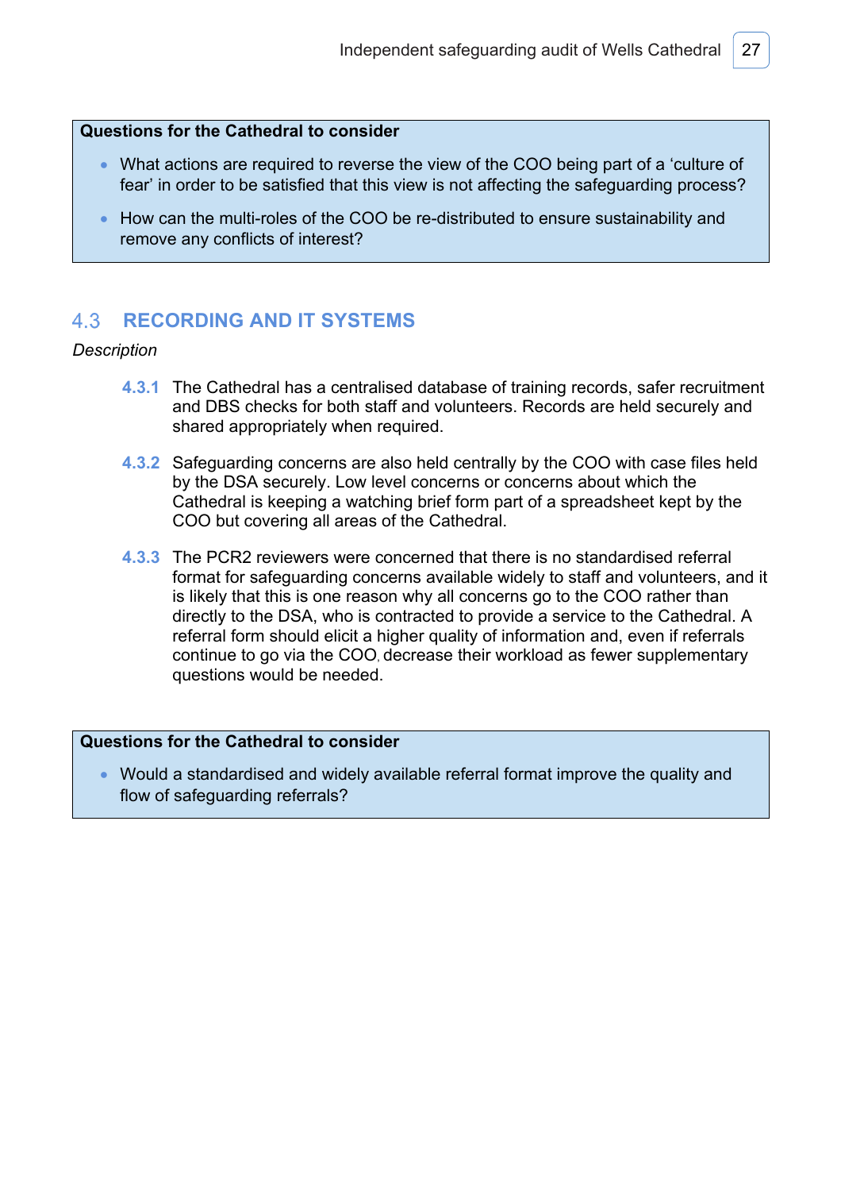**Questions for the Cathedral to consider**

- What actions are required to reverse the view of the COO being part of a 'culture of fear' in order to be satisfied that this view is not affecting the safeguarding process?
- How can the multi-roles of the COO be re-distributed to ensure sustainability and remove any conflicts of interest?

## 4.3 RECORDING AND IT SYSTEMS

*Description*

**4.3.1** The Cathedral has a centralised database of training records, safer recruitment and DBS checks for both staff and volunteers. Records are held securely and shared appropriately when required.

**4.3.2** Safeguarding concerns are also held centrally by the COO with case files held by the DSA securely. Low level concerns or concerns about which the Cathedral is keeping a watching brief form part of a spreadsheet kept by the COO but covering all areas of the Cathedral.

**4.3.3** The PCR2 reviewers were concerned that there is no standardised referral format for safeguarding concerns available widely to staff and volunteers, and it is likely that this is one reason why all concerns go to the COO rather than directly to the DSA, who is contracted to provide a service to the Cathedral. A referral form should elicit a higher quality of information and, even if referrals continue to go via the COO, decrease their workload as fewer supplementary questions would be needed.

**Questions for the Cathedral to consider**

- Would a standardised and widely available referral format improve the quality and flow of safeguarding referrals?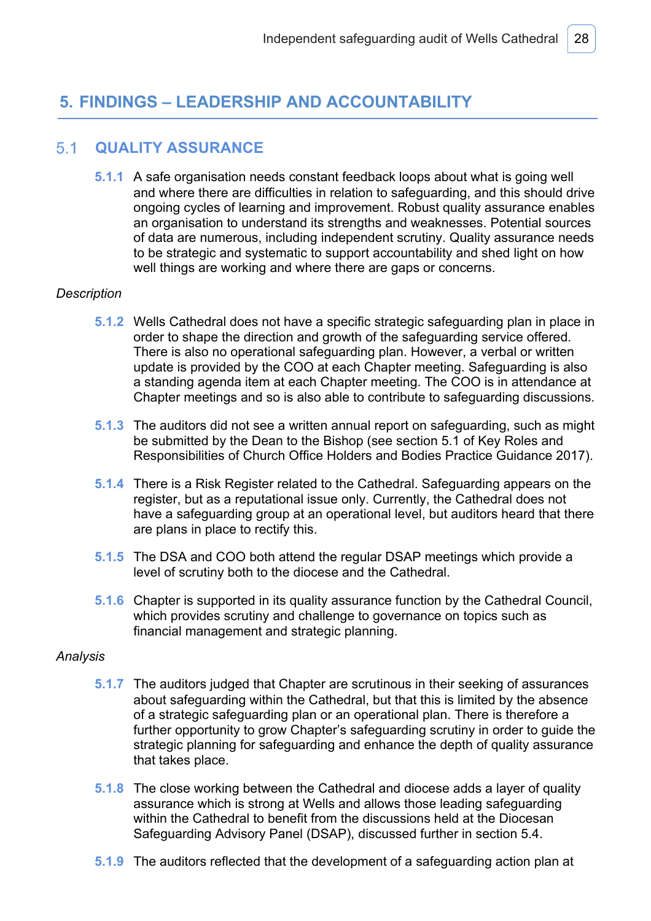# 5. FINDINGS – LEADERSHIP AND ACCOUNTABILITY

## 5.1 QUALITY ASSURANCE

**5.1.1** A safe organisation needs constant feedback loops about what is going well and where there are difficulties in relation to safeguarding, and this should drive ongoing cycles of learning and improvement. Robust quality assurance enables an organisation to understand its strengths and weaknesses. Potential sources of data are numerous, including independent scrutiny. Quality assurance needs to be strategic and systematic to support accountability and shed light on how well things are working and where there are gaps or concerns.

*Description*

**5.1.2** Wells Cathedral does not have a specific strategic safeguarding plan in place in order to shape the direction and growth of the safeguarding service offered. There is also no operational safeguarding plan. However, a verbal or written update is provided by the COO at each Chapter meeting. Safeguarding is also a standing agenda item at each Chapter meeting. The COO is in attendance at Chapter meetings and so is also able to contribute to safeguarding discussions.

**5.1.3** The auditors did not see a written annual report on safeguarding, such as might be submitted by the Dean to the Bishop (see section 5.1 of Key Roles and Responsibilities of Church Office Holders and Bodies Practice Guidance 2017).

**5.1.4** There is a Risk Register related to the Cathedral. Safeguarding appears on the register, but as a reputational issue only. Currently, the Cathedral does not have a safeguarding group at an operational level, but auditors heard that there are plans in place to rectify this.

**5.1.5** The DSA and COO both attend the regular DSAP meetings which provide a level of scrutiny both to the diocese and the Cathedral.

**5.1.6** Chapter is supported in its quality assurance function by the Cathedral Council, which provides scrutiny and challenge to governance on topics such as financial management and strategic planning.

*Analysis*

**5.1.7** The auditors judged that Chapter are scrutinous in their seeking of assurances about safeguarding within the Cathedral, but that this is limited by the absence of a strategic safeguarding plan or an operational plan. There is therefore a further opportunity to grow Chapter's safeguarding scrutiny in order to guide the strategic planning for safeguarding and enhance the depth of quality assurance that takes place.

**5.1.8** The close working between the Cathedral and diocese adds a layer of quality assurance which is strong at Wells and allows those leading safeguarding within the Cathedral to benefit from the discussions held at the Diocesan Safeguarding Advisory Panel (DSAP), discussed further in section 5.4.

**5.1.9** The auditors reflected that the development of a safeguarding action plan at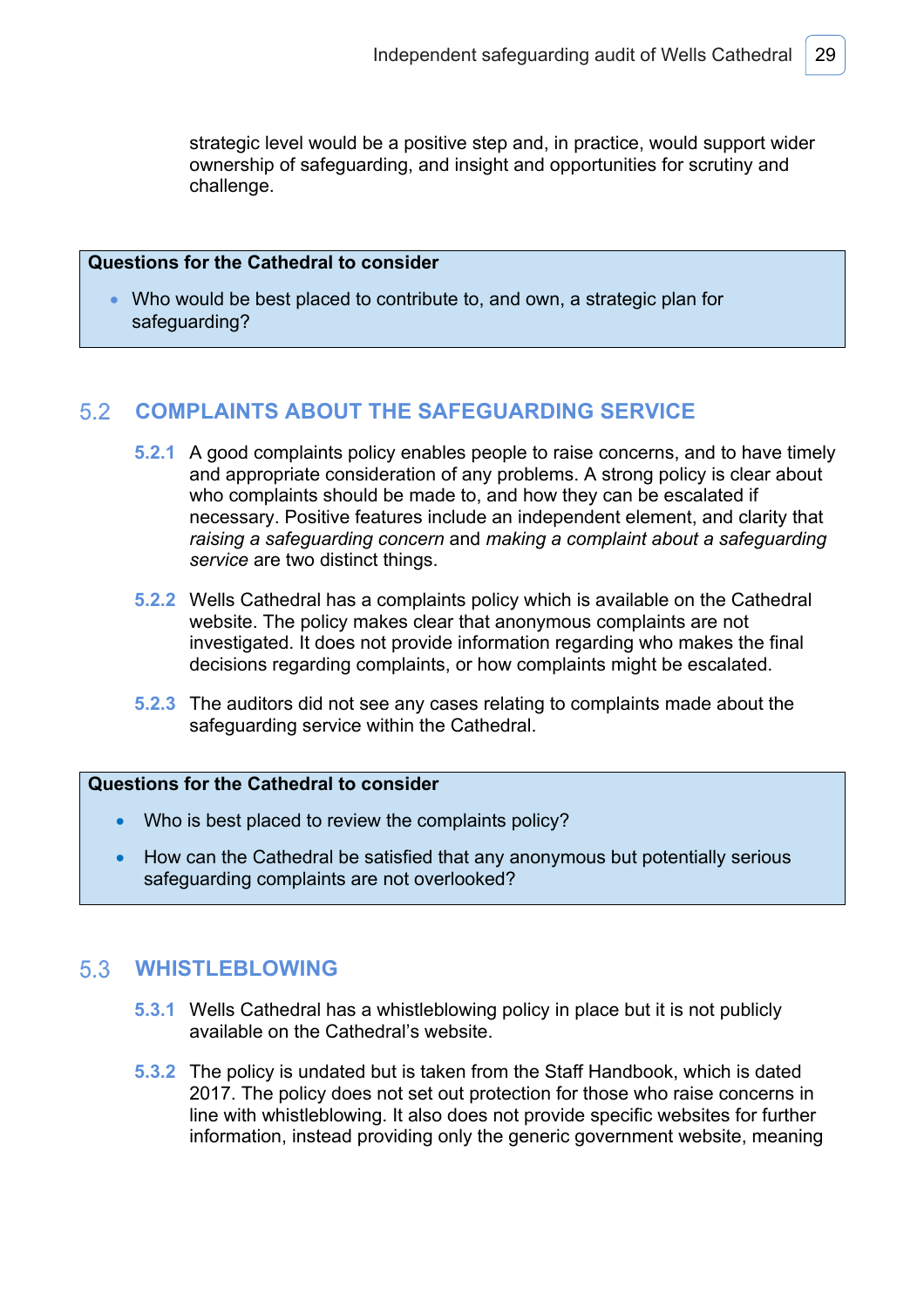strategic level would be a positive step and, in practice, would support wider ownership of safeguarding, and insight and opportunities for scrutiny and challenge.

**Questions for the Cathedral to consider**

- Who would be best placed to contribute to, and own, a strategic plan for safeguarding?

## 5.2 COMPLAINTS ABOUT THE SAFEGUARDING SERVICE

**5.2.1** A good complaints policy enables people to raise concerns, and to have timely and appropriate consideration of any problems. A strong policy is clear about who complaints should be made to, and how they can be escalated if necessary. Positive features include an independent element, and clarity that *raising a safeguarding concern* and *making a complaint about a safeguarding service* are two distinct things.

**5.2.2** Wells Cathedral has a complaints policy which is available on the Cathedral website. The policy makes clear that anonymous complaints are not investigated. It does not provide information regarding who makes the final decisions regarding complaints, or how complaints might be escalated.

**5.2.3** The auditors did not see any cases relating to complaints made about the safeguarding service within the Cathedral.

**Questions for the Cathedral to consider**

- Who is best placed to review the complaints policy?
- How can the Cathedral be satisfied that any anonymous but potentially serious safeguarding complaints are not overlooked?

## 5.3 WHISTLEBLOWING

**5.3.1** Wells Cathedral has a whistleblowing policy in place but it is not publicly available on the Cathedral's website.

**5.3.2** The policy is undated but is taken from the Staff Handbook, which is dated 2017. The policy does not set out protection for those who raise concerns in line with whistleblowing. It also does not provide specific websites for further information, instead providing only the generic government website, meaning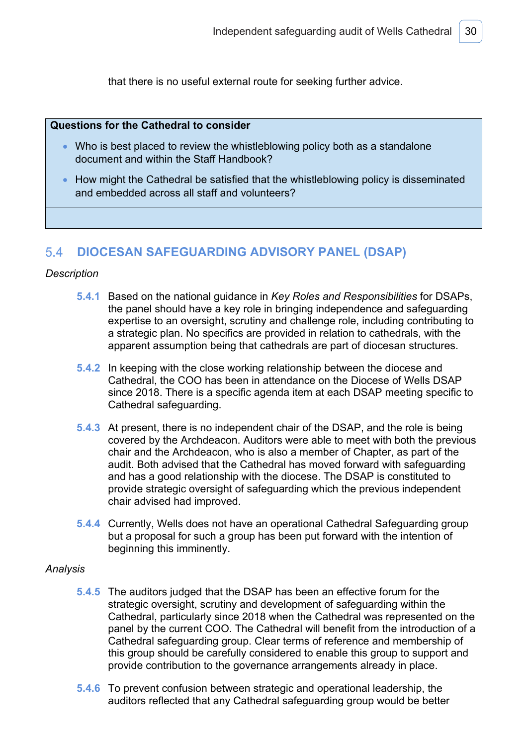that there is no useful external route for seeking further advice.

> **Questions for the Cathedral to consider**
>
> - Who is best placed to review the whistleblowing policy both as a standalone document and within the Staff Handbook?
> - How might the Cathedral be satisfied that the whistleblowing policy is disseminated and embedded across all staff and volunteers?

## 5.4 DIOCESAN SAFEGUARDING ADVISORY PANEL (DSAP)

*Description*

**5.4.1** Based on the national guidance in *Key Roles and Responsibilities* for DSAPs, the panel should have a key role in bringing independence and safeguarding expertise to an oversight, scrutiny and challenge role, including contributing to a strategic plan. No specifics are provided in relation to cathedrals, with the apparent assumption being that cathedrals are part of diocesan structures.

**5.4.2** In keeping with the close working relationship between the diocese and Cathedral, the COO has been in attendance on the Diocese of Wells DSAP since 2018. There is a specific agenda item at each DSAP meeting specific to Cathedral safeguarding.

**5.4.3** At present, there is no independent chair of the DSAP, and the role is being covered by the Archdeacon. Auditors were able to meet with both the previous chair and the Archdeacon, who is also a member of Chapter, as part of the audit. Both advised that the Cathedral has moved forward with safeguarding and has a good relationship with the diocese. The DSAP is constituted to provide strategic oversight of safeguarding which the previous independent chair advised had improved.

**5.4.4** Currently, Wells does not have an operational Cathedral Safeguarding group but a proposal for such a group has been put forward with the intention of beginning this imminently.

*Analysis*

**5.4.5** The auditors judged that the DSAP has been an effective forum for the strategic oversight, scrutiny and development of safeguarding within the Cathedral, particularly since 2018 when the Cathedral was represented on the panel by the current COO. The Cathedral will benefit from the introduction of a Cathedral safeguarding group. Clear terms of reference and membership of this group should be carefully considered to enable this group to support and provide contribution to the governance arrangements already in place.

**5.4.6** To prevent confusion between strategic and operational leadership, the auditors reflected that any Cathedral safeguarding group would be better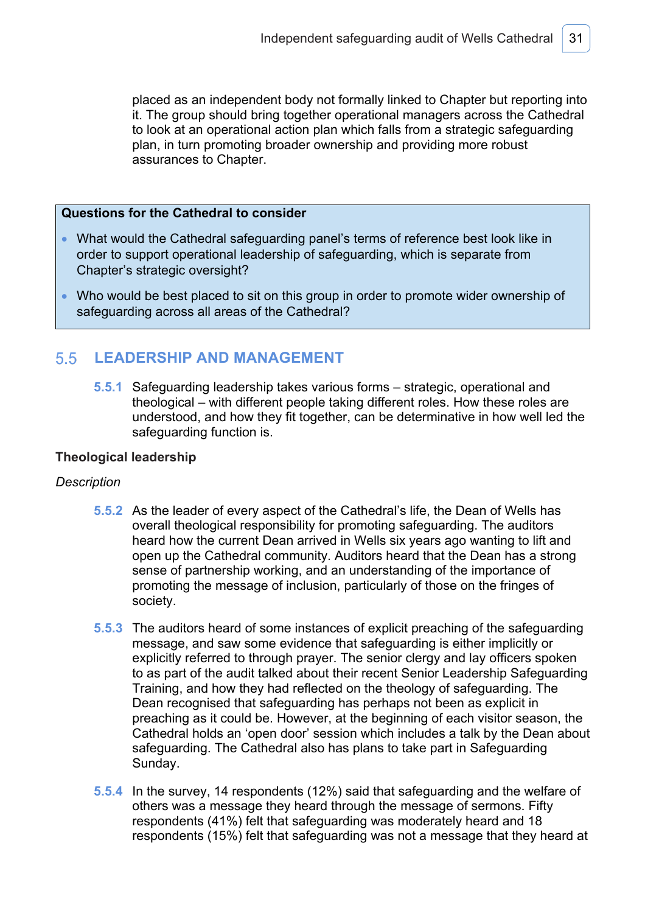placed as an independent body not formally linked to Chapter but reporting into it. The group should bring together operational managers across the Cathedral to look at an operational action plan which falls from a strategic safeguarding plan, in turn promoting broader ownership and providing more robust assurances to Chapter.

**Questions for the Cathedral to consider**

- What would the Cathedral safeguarding panel's terms of reference best look like in order to support operational leadership of safeguarding, which is separate from Chapter's strategic oversight?
- Who would be best placed to sit on this group in order to promote wider ownership of safeguarding across all areas of the Cathedral?

## 5.5 LEADERSHIP AND MANAGEMENT

**5.5.1** Safeguarding leadership takes various forms – strategic, operational and theological – with different people taking different roles. How these roles are understood, and how they fit together, can be determinative in how well led the safeguarding function is.

### Theological leadership

*Description*

**5.5.2** As the leader of every aspect of the Cathedral's life, the Dean of Wells has overall theological responsibility for promoting safeguarding. The auditors heard how the current Dean arrived in Wells six years ago wanting to lift and open up the Cathedral community. Auditors heard that the Dean has a strong sense of partnership working, and an understanding of the importance of promoting the message of inclusion, particularly of those on the fringes of society.

**5.5.3** The auditors heard of some instances of explicit preaching of the safeguarding message, and saw some evidence that safeguarding is either implicitly or explicitly referred to through prayer. The senior clergy and lay officers spoken to as part of the audit talked about their recent Senior Leadership Safeguarding Training, and how they had reflected on the theology of safeguarding. The Dean recognised that safeguarding has perhaps not been as explicit in preaching as it could be. However, at the beginning of each visitor season, the Cathedral holds an 'open door' session which includes a talk by the Dean about safeguarding. The Cathedral also has plans to take part in Safeguarding Sunday.

**5.5.4** In the survey, 14 respondents (12%) said that safeguarding and the welfare of others was a message they heard through the message of sermons. Fifty respondents (41%) felt that safeguarding was moderately heard and 18 respondents (15%) felt that safeguarding was not a message that they heard at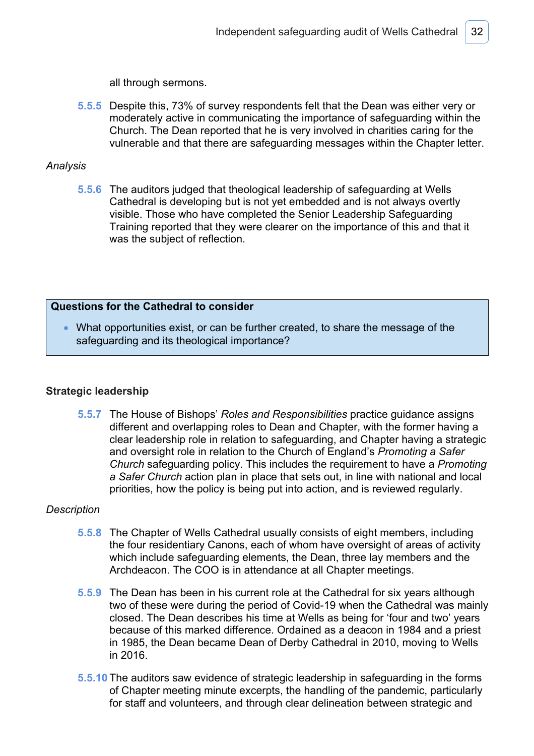all through sermons.

**5.5.5** Despite this, 73% of survey respondents felt that the Dean was either very or moderately active in communicating the importance of safeguarding within the Church. The Dean reported that he is very involved in charities caring for the vulnerable and that there are safeguarding messages within the Chapter letter.

*Analysis*

**5.5.6** The auditors judged that theological leadership of safeguarding at Wells Cathedral is developing but is not yet embedded and is not always overtly visible. Those who have completed the Senior Leadership Safeguarding Training reported that they were clearer on the importance of this and that it was the subject of reflection.

> **Questions for the Cathedral to consider**
>
> - What opportunities exist, or can be further created, to share the message of the safeguarding and its theological importance?

### Strategic leadership

**5.5.7** The House of Bishops' *Roles and Responsibilities* practice guidance assigns different and overlapping roles to Dean and Chapter, with the former having a clear leadership role in relation to safeguarding, and Chapter having a strategic and oversight role in relation to the Church of England's *Promoting a Safer Church* safeguarding policy. This includes the requirement to have a *Promoting a Safer Church* action plan in place that sets out, in line with national and local priorities, how the policy is being put into action, and is reviewed regularly.

*Description*

**5.5.8** The Chapter of Wells Cathedral usually consists of eight members, including the four residentiary Canons, each of whom have oversight of areas of activity which include safeguarding elements, the Dean, three lay members and the Archdeacon. The COO is in attendance at all Chapter meetings.

**5.5.9** The Dean has been in his current role at the Cathedral for six years although two of these were during the period of Covid-19 when the Cathedral was mainly closed. The Dean describes his time at Wells as being for 'four and two' years because of this marked difference. Ordained as a deacon in 1984 and a priest in 1985, the Dean became Dean of Derby Cathedral in 2010, moving to Wells in 2016.

**5.5.10** The auditors saw evidence of strategic leadership in safeguarding in the forms of Chapter meeting minute excerpts, the handling of the pandemic, particularly for staff and volunteers, and through clear delineation between strategic and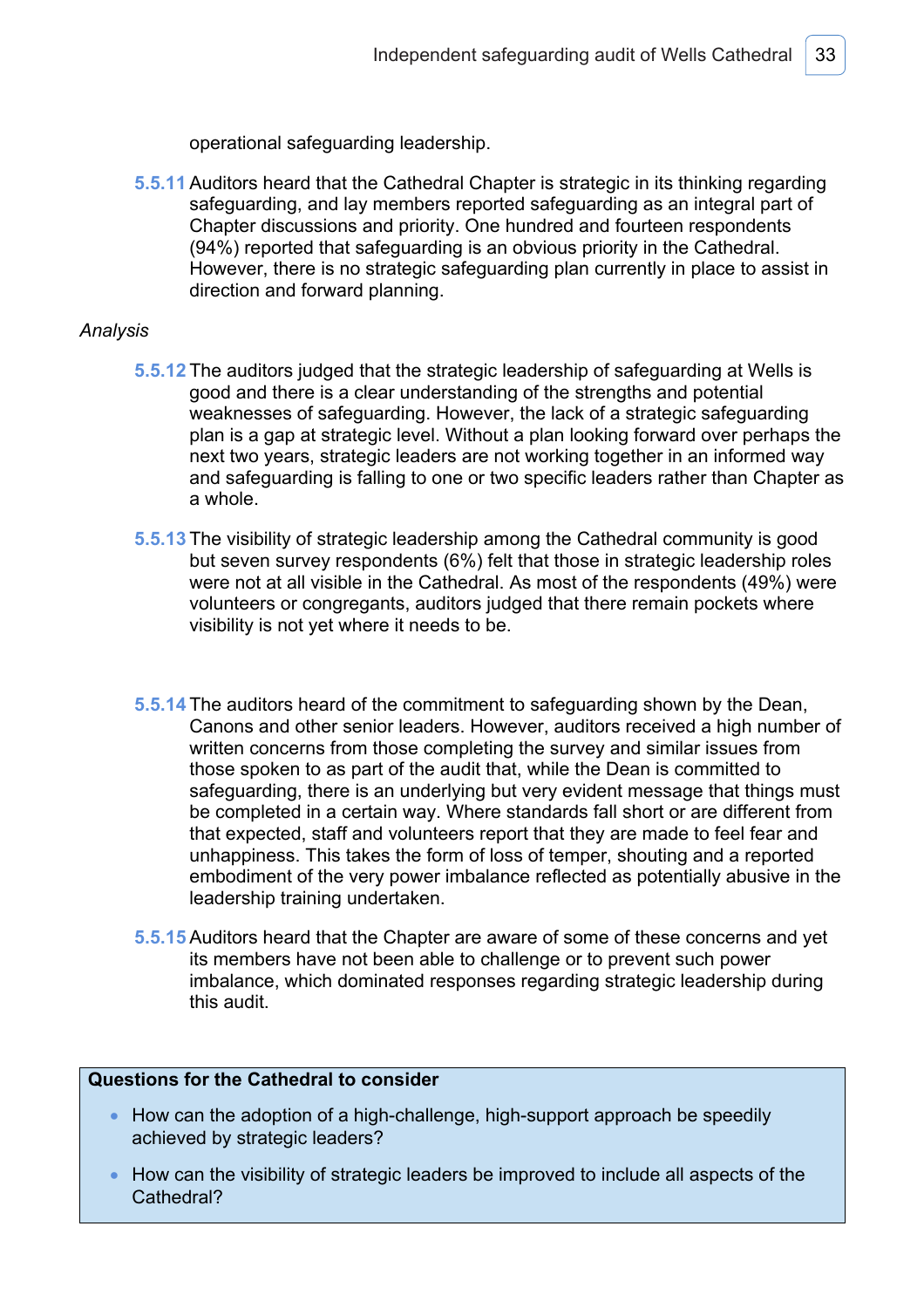operational safeguarding leadership.

5.5.11 Auditors heard that the Cathedral Chapter is strategic in its thinking regarding safeguarding, and lay members reported safeguarding as an integral part of Chapter discussions and priority. One hundred and fourteen respondents (94%) reported that safeguarding is an obvious priority in the Cathedral. However, there is no strategic safeguarding plan currently in place to assist in direction and forward planning.

*Analysis*

5.5.12 The auditors judged that the strategic leadership of safeguarding at Wells is good and there is a clear understanding of the strengths and potential weaknesses of safeguarding. However, the lack of a strategic safeguarding plan is a gap at strategic level. Without a plan looking forward over perhaps the next two years, strategic leaders are not working together in an informed way and safeguarding is falling to one or two specific leaders rather than Chapter as a whole.

5.5.13 The visibility of strategic leadership among the Cathedral community is good but seven survey respondents (6%) felt that those in strategic leadership roles were not at all visible in the Cathedral. As most of the respondents (49%) were volunteers or congregants, auditors judged that there remain pockets where visibility is not yet where it needs to be.

5.5.14 The auditors heard of the commitment to safeguarding shown by the Dean, Canons and other senior leaders. However, auditors received a high number of written concerns from those completing the survey and similar issues from those spoken to as part of the audit that, while the Dean is committed to safeguarding, there is an underlying but very evident message that things must be completed in a certain way. Where standards fall short or are different from that expected, staff and volunteers report that they are made to feel fear and unhappiness. This takes the form of loss of temper, shouting and a reported embodiment of the very power imbalance reflected as potentially abusive in the leadership training undertaken.

5.5.15 Auditors heard that the Chapter are aware of some of these concerns and yet its members have not been able to challenge or to prevent such power imbalance, which dominated responses regarding strategic leadership during this audit.

**Questions for the Cathedral to consider**

- How can the adoption of a high-challenge, high-support approach be speedily achieved by strategic leaders?
- How can the visibility of strategic leaders be improved to include all aspects of the Cathedral?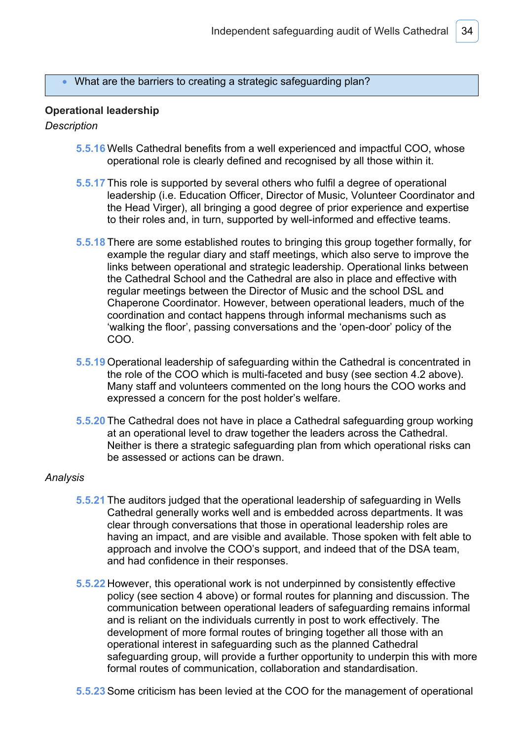- What are the barriers to creating a strategic safeguarding plan?

**Operational leadership**

*Description*

5.5.16 Wells Cathedral benefits from a well experienced and impactful COO, whose operational role is clearly defined and recognised by all those within it.

5.5.17 This role is supported by several others who fulfil a degree of operational leadership (i.e. Education Officer, Director of Music, Volunteer Coordinator and the Head Virger), all bringing a good degree of prior experience and expertise to their roles and, in turn, supported by well-informed and effective teams.

5.5.18 There are some established routes to bringing this group together formally, for example the regular diary and staff meetings, which also serve to improve the links between operational and strategic leadership. Operational links between the Cathedral School and the Cathedral are also in place and effective with regular meetings between the Director of Music and the school DSL and Chaperone Coordinator. However, between operational leaders, much of the coordination and contact happens through informal mechanisms such as 'walking the floor', passing conversations and the 'open-door' policy of the COO.

5.5.19 Operational leadership of safeguarding within the Cathedral is concentrated in the role of the COO which is multi-faceted and busy (see section 4.2 above). Many staff and volunteers commented on the long hours the COO works and expressed a concern for the post holder's welfare.

5.5.20 The Cathedral does not have in place a Cathedral safeguarding group working at an operational level to draw together the leaders across the Cathedral. Neither is there a strategic safeguarding plan from which operational risks can be assessed or actions can be drawn.

*Analysis*

5.5.21 The auditors judged that the operational leadership of safeguarding in Wells Cathedral generally works well and is embedded across departments. It was clear through conversations that those in operational leadership roles are having an impact, and are visible and available. Those spoken with felt able to approach and involve the COO's support, and indeed that of the DSA team, and had confidence in their responses.

5.5.22 However, this operational work is not underpinned by consistently effective policy (see section 4 above) or formal routes for planning and discussion. The communication between operational leaders of safeguarding remains informal and is reliant on the individuals currently in post to work effectively. The development of more formal routes of bringing together all those with an operational interest in safeguarding such as the planned Cathedral safeguarding group, will provide a further opportunity to underpin this with more formal routes of communication, collaboration and standardisation.

5.5.23 Some criticism has been levied at the COO for the management of operational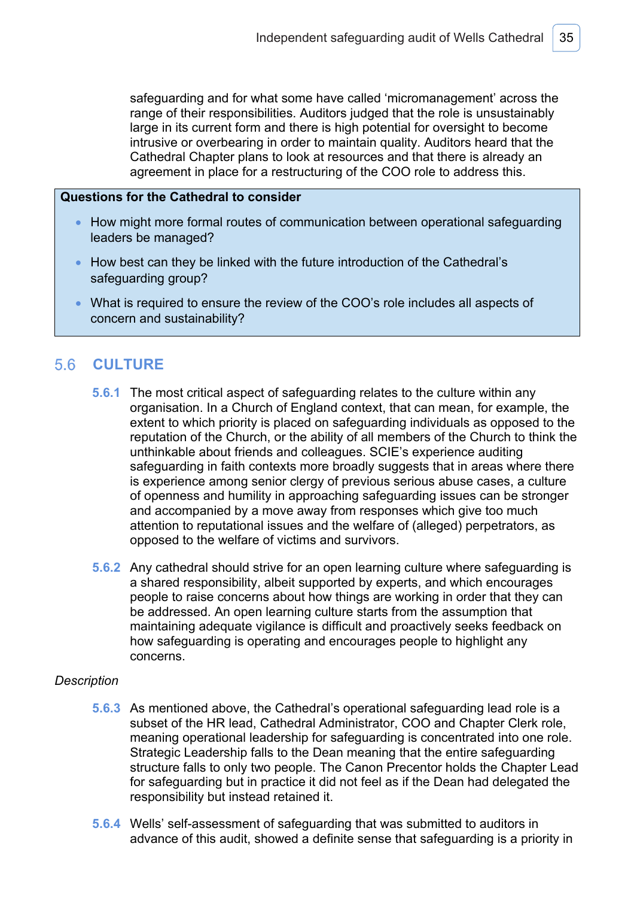safeguarding and for what some have called 'micromanagement' across the range of their responsibilities. Auditors judged that the role is unsustainably large in its current form and there is high potential for oversight to become intrusive or overbearing in order to maintain quality. Auditors heard that the Cathedral Chapter plans to look at resources and that there is already an agreement in place for a restructuring of the COO role to address this.

**Questions for the Cathedral to consider**

- How might more formal routes of communication between operational safeguarding leaders be managed?
- How best can they be linked with the future introduction of the Cathedral's safeguarding group?
- What is required to ensure the review of the COO's role includes all aspects of concern and sustainability?

## 5.6 CULTURE

**5.6.1** The most critical aspect of safeguarding relates to the culture within any organisation. In a Church of England context, that can mean, for example, the extent to which priority is placed on safeguarding individuals as opposed to the reputation of the Church, or the ability of all members of the Church to think the unthinkable about friends and colleagues. SCIE's experience auditing safeguarding in faith contexts more broadly suggests that in areas where there is experience among senior clergy of previous serious abuse cases, a culture of openness and humility in approaching safeguarding issues can be stronger and accompanied by a move away from responses which give too much attention to reputational issues and the welfare of (alleged) perpetrators, as opposed to the welfare of victims and survivors.

**5.6.2** Any cathedral should strive for an open learning culture where safeguarding is a shared responsibility, albeit supported by experts, and which encourages people to raise concerns about how things are working in order that they can be addressed. An open learning culture starts from the assumption that maintaining adequate vigilance is difficult and proactively seeks feedback on how safeguarding is operating and encourages people to highlight any concerns.

*Description*

**5.6.3** As mentioned above, the Cathedral's operational safeguarding lead role is a subset of the HR lead, Cathedral Administrator, COO and Chapter Clerk role, meaning operational leadership for safeguarding is concentrated into one role. Strategic Leadership falls to the Dean meaning that the entire safeguarding structure falls to only two people. The Canon Precentor holds the Chapter Lead for safeguarding but in practice it did not feel as if the Dean had delegated the responsibility but instead retained it.

**5.6.4** Wells' self-assessment of safeguarding that was submitted to auditors in advance of this audit, showed a definite sense that safeguarding is a priority in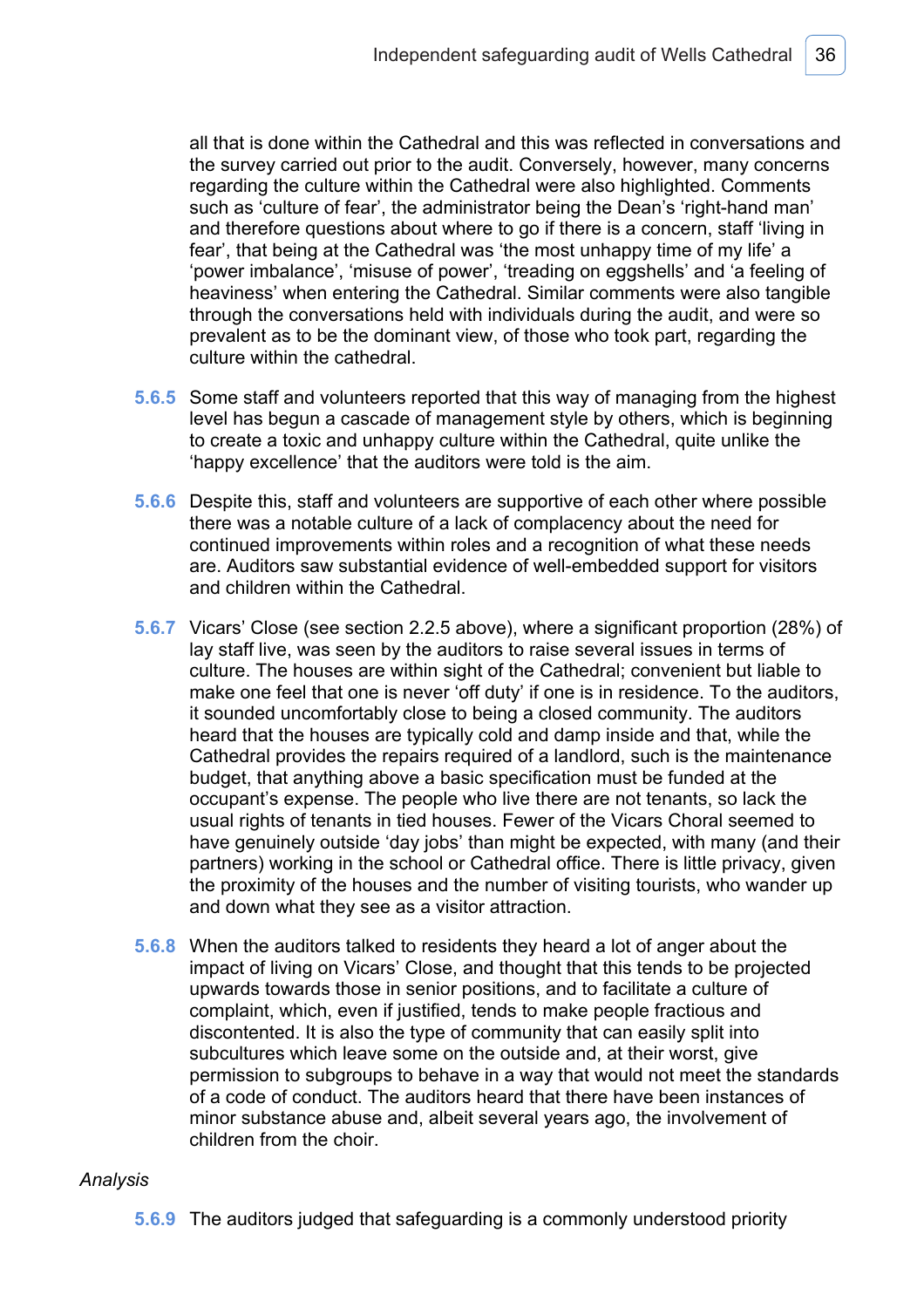all that is done within the Cathedral and this was reflected in conversations and the survey carried out prior to the audit. Conversely, however, many concerns regarding the culture within the Cathedral were also highlighted. Comments such as 'culture of fear', the administrator being the Dean's 'right-hand man' and therefore questions about where to go if there is a concern, staff 'living in fear', that being at the Cathedral was 'the most unhappy time of my life' a 'power imbalance', 'misuse of power', 'treading on eggshells' and 'a feeling of heaviness' when entering the Cathedral. Similar comments were also tangible through the conversations held with individuals during the audit, and were so prevalent as to be the dominant view, of those who took part, regarding the culture within the cathedral.

**5.6.5** Some staff and volunteers reported that this way of managing from the highest level has begun a cascade of management style by others, which is beginning to create a toxic and unhappy culture within the Cathedral, quite unlike the 'happy excellence' that the auditors were told is the aim.

**5.6.6** Despite this, staff and volunteers are supportive of each other where possible there was a notable culture of a lack of complacency about the need for continued improvements within roles and a recognition of what these needs are. Auditors saw substantial evidence of well-embedded support for visitors and children within the Cathedral.

**5.6.7** Vicars' Close (see section 2.2.5 above), where a significant proportion (28%) of lay staff live, was seen by the auditors to raise several issues in terms of culture. The houses are within sight of the Cathedral; convenient but liable to make one feel that one is never 'off duty' if one is in residence. To the auditors, it sounded uncomfortably close to being a closed community. The auditors heard that the houses are typically cold and damp inside and that, while the Cathedral provides the repairs required of a landlord, such is the maintenance budget, that anything above a basic specification must be funded at the occupant's expense. The people who live there are not tenants, so lack the usual rights of tenants in tied houses. Fewer of the Vicars Choral seemed to have genuinely outside 'day jobs' than might be expected, with many (and their partners) working in the school or Cathedral office. There is little privacy, given the proximity of the houses and the number of visiting tourists, who wander up and down what they see as a visitor attraction.

**5.6.8** When the auditors talked to residents they heard a lot of anger about the impact of living on Vicars' Close, and thought that this tends to be projected upwards towards those in senior positions, and to facilitate a culture of complaint, which, even if justified, tends to make people fractious and discontented. It is also the type of community that can easily split into subcultures which leave some on the outside and, at their worst, give permission to subgroups to behave in a way that would not meet the standards of a code of conduct. The auditors heard that there have been instances of minor substance abuse and, albeit several years ago, the involvement of children from the choir.

*Analysis*

**5.6.9** The auditors judged that safeguarding is a commonly understood priority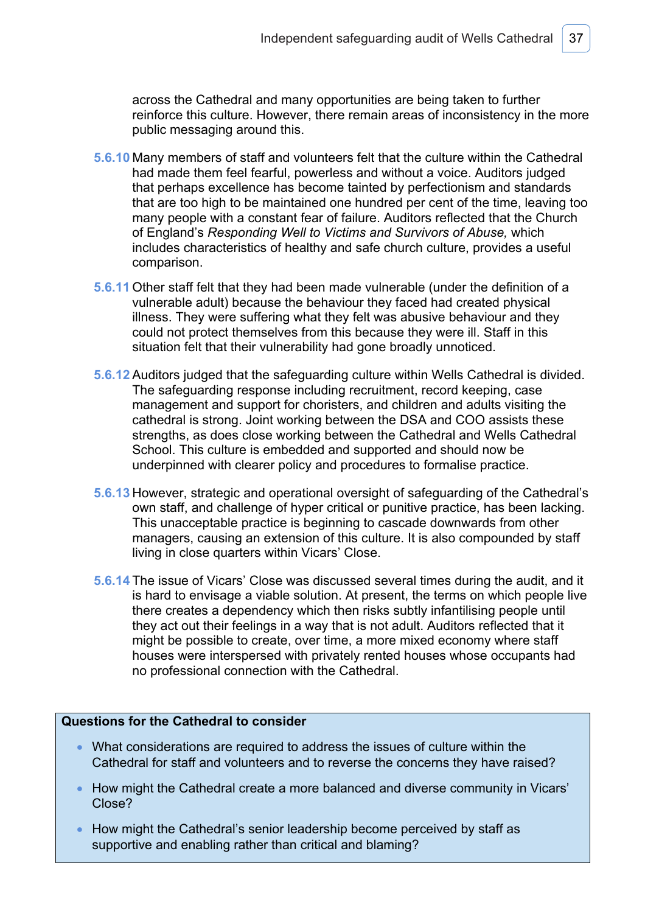across the Cathedral and many opportunities are being taken to further reinforce this culture. However, there remain areas of inconsistency in the more public messaging around this.

**5.6.10** Many members of staff and volunteers felt that the culture within the Cathedral had made them feel fearful, powerless and without a voice. Auditors judged that perhaps excellence has become tainted by perfectionism and standards that are too high to be maintained one hundred per cent of the time, leaving too many people with a constant fear of failure. Auditors reflected that the Church of England's *Responding Well to Victims and Survivors of Abuse,* which includes characteristics of healthy and safe church culture, provides a useful comparison.

**5.6.11** Other staff felt that they had been made vulnerable (under the definition of a vulnerable adult) because the behaviour they faced had created physical illness. They were suffering what they felt was abusive behaviour and they could not protect themselves from this because they were ill. Staff in this situation felt that their vulnerability had gone broadly unnoticed.

**5.6.12** Auditors judged that the safeguarding culture within Wells Cathedral is divided. The safeguarding response including recruitment, record keeping, case management and support for choristers, and children and adults visiting the cathedral is strong. Joint working between the DSA and COO assists these strengths, as does close working between the Cathedral and Wells Cathedral School. This culture is embedded and supported and should now be underpinned with clearer policy and procedures to formalise practice.

**5.6.13** However, strategic and operational oversight of safeguarding of the Cathedral's own staff, and challenge of hyper critical or punitive practice, has been lacking. This unacceptable practice is beginning to cascade downwards from other managers, causing an extension of this culture. It is also compounded by staff living in close quarters within Vicars' Close.

**5.6.14** The issue of Vicars' Close was discussed several times during the audit, and it is hard to envisage a viable solution. At present, the terms on which people live there creates a dependency which then risks subtly infantilising people until they act out their feelings in a way that is not adult. Auditors reflected that it might be possible to create, over time, a more mixed economy where staff houses were interspersed with privately rented houses whose occupants had no professional connection with the Cathedral.

**Questions for the Cathedral to consider**

- What considerations are required to address the issues of culture within the Cathedral for staff and volunteers and to reverse the concerns they have raised?
- How might the Cathedral create a more balanced and diverse community in Vicars' Close?
- How might the Cathedral's senior leadership become perceived by staff as supportive and enabling rather than critical and blaming?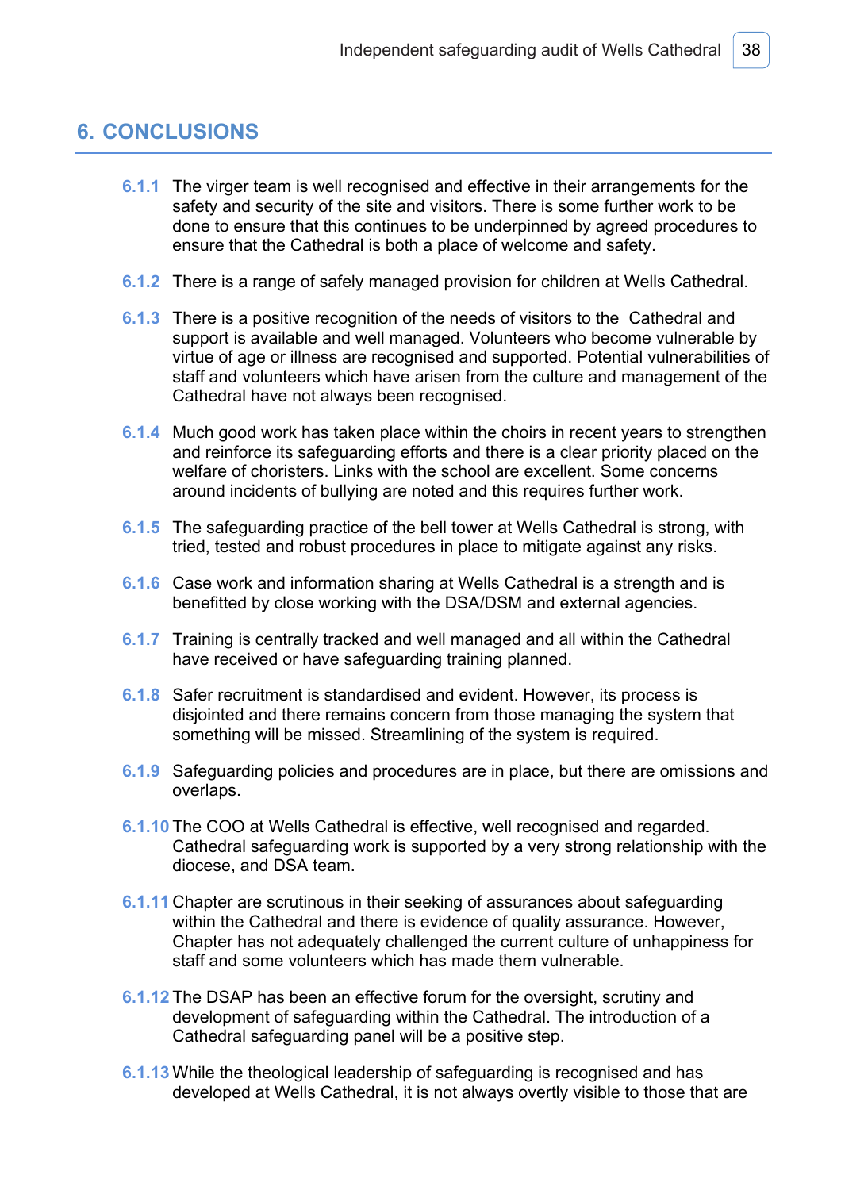## 6. CONCLUSIONS

**6.1.1** The virger team is well recognised and effective in their arrangements for the safety and security of the site and visitors. There is some further work to be done to ensure that this continues to be underpinned by agreed procedures to ensure that the Cathedral is both a place of welcome and safety.

**6.1.2** There is a range of safely managed provision for children at Wells Cathedral.

**6.1.3** There is a positive recognition of the needs of visitors to the Cathedral and support is available and well managed. Volunteers who become vulnerable by virtue of age or illness are recognised and supported. Potential vulnerabilities of staff and volunteers which have arisen from the culture and management of the Cathedral have not always been recognised.

**6.1.4** Much good work has taken place within the choirs in recent years to strengthen and reinforce its safeguarding efforts and there is a clear priority placed on the welfare of choristers. Links with the school are excellent. Some concerns around incidents of bullying are noted and this requires further work.

**6.1.5** The safeguarding practice of the bell tower at Wells Cathedral is strong, with tried, tested and robust procedures in place to mitigate against any risks.

**6.1.6** Case work and information sharing at Wells Cathedral is a strength and is benefitted by close working with the DSA/DSM and external agencies.

**6.1.7** Training is centrally tracked and well managed and all within the Cathedral have received or have safeguarding training planned.

**6.1.8** Safer recruitment is standardised and evident. However, its process is disjointed and there remains concern from those managing the system that something will be missed. Streamlining of the system is required.

**6.1.9** Safeguarding policies and procedures are in place, but there are omissions and overlaps.

**6.1.10** The COO at Wells Cathedral is effective, well recognised and regarded. Cathedral safeguarding work is supported by a very strong relationship with the diocese, and DSA team.

**6.1.11** Chapter are scrutinous in their seeking of assurances about safeguarding within the Cathedral and there is evidence of quality assurance. However, Chapter has not adequately challenged the current culture of unhappiness for staff and some volunteers which has made them vulnerable.

**6.1.12** The DSAP has been an effective forum for the oversight, scrutiny and development of safeguarding within the Cathedral. The introduction of a Cathedral safeguarding panel will be a positive step.

**6.1.13** While the theological leadership of safeguarding is recognised and has developed at Wells Cathedral, it is not always overtly visible to those that are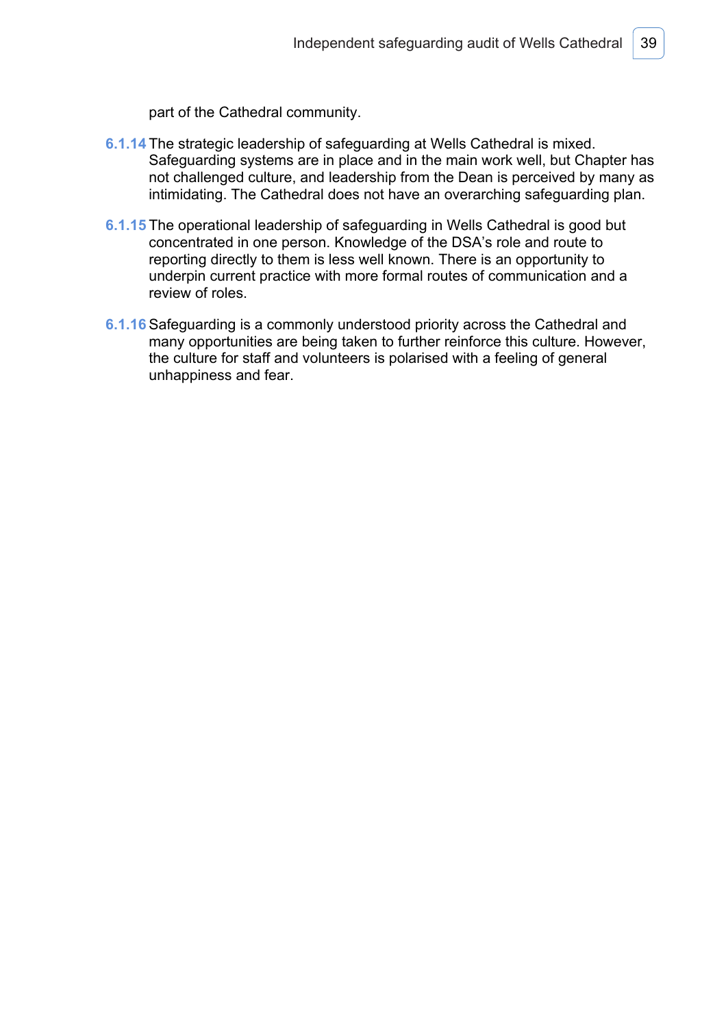part of the Cathedral community.

**6.1.14** The strategic leadership of safeguarding at Wells Cathedral is mixed. Safeguarding systems are in place and in the main work well, but Chapter has not challenged culture, and leadership from the Dean is perceived by many as intimidating. The Cathedral does not have an overarching safeguarding plan.

**6.1.15** The operational leadership of safeguarding in Wells Cathedral is good but concentrated in one person. Knowledge of the DSA's role and route to reporting directly to them is less well known. There is an opportunity to underpin current practice with more formal routes of communication and a review of roles.

**6.1.16** Safeguarding is a commonly understood priority across the Cathedral and many opportunities are being taken to further reinforce this culture. However, the culture for staff and volunteers is polarised with a feeling of general unhappiness and fear.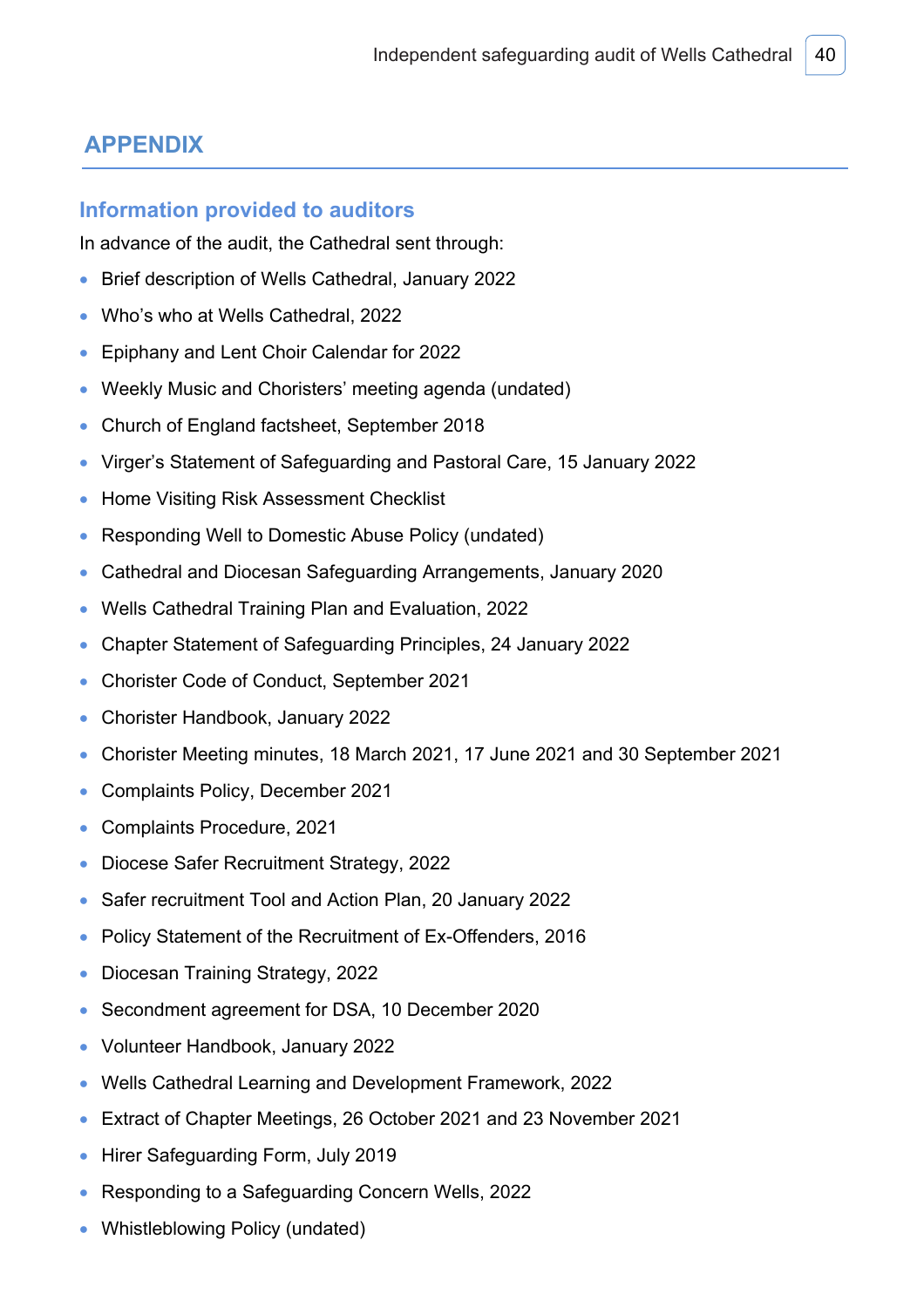# APPENDIX

## Information provided to auditors

In advance of the audit, the Cathedral sent through:

- Brief description of Wells Cathedral, January 2022
- Who's who at Wells Cathedral, 2022
- Epiphany and Lent Choir Calendar for 2022
- Weekly Music and Choristers' meeting agenda (undated)
- Church of England factsheet, September 2018
- Virger's Statement of Safeguarding and Pastoral Care, 15 January 2022
- Home Visiting Risk Assessment Checklist
- Responding Well to Domestic Abuse Policy (undated)
- Cathedral and Diocesan Safeguarding Arrangements, January 2020
- Wells Cathedral Training Plan and Evaluation, 2022
- Chapter Statement of Safeguarding Principles, 24 January 2022
- Chorister Code of Conduct, September 2021
- Chorister Handbook, January 2022
- Chorister Meeting minutes, 18 March 2021, 17 June 2021 and 30 September 2021
- Complaints Policy, December 2021
- Complaints Procedure, 2021
- Diocese Safer Recruitment Strategy, 2022
- Safer recruitment Tool and Action Plan, 20 January 2022
- Policy Statement of the Recruitment of Ex-Offenders, 2016
- Diocesan Training Strategy, 2022
- Secondment agreement for DSA, 10 December 2020
- Volunteer Handbook, January 2022
- Wells Cathedral Learning and Development Framework, 2022
- Extract of Chapter Meetings, 26 October 2021 and 23 November 2021
- Hirer Safeguarding Form, July 2019
- Responding to a Safeguarding Concern Wells, 2022
- Whistleblowing Policy (undated)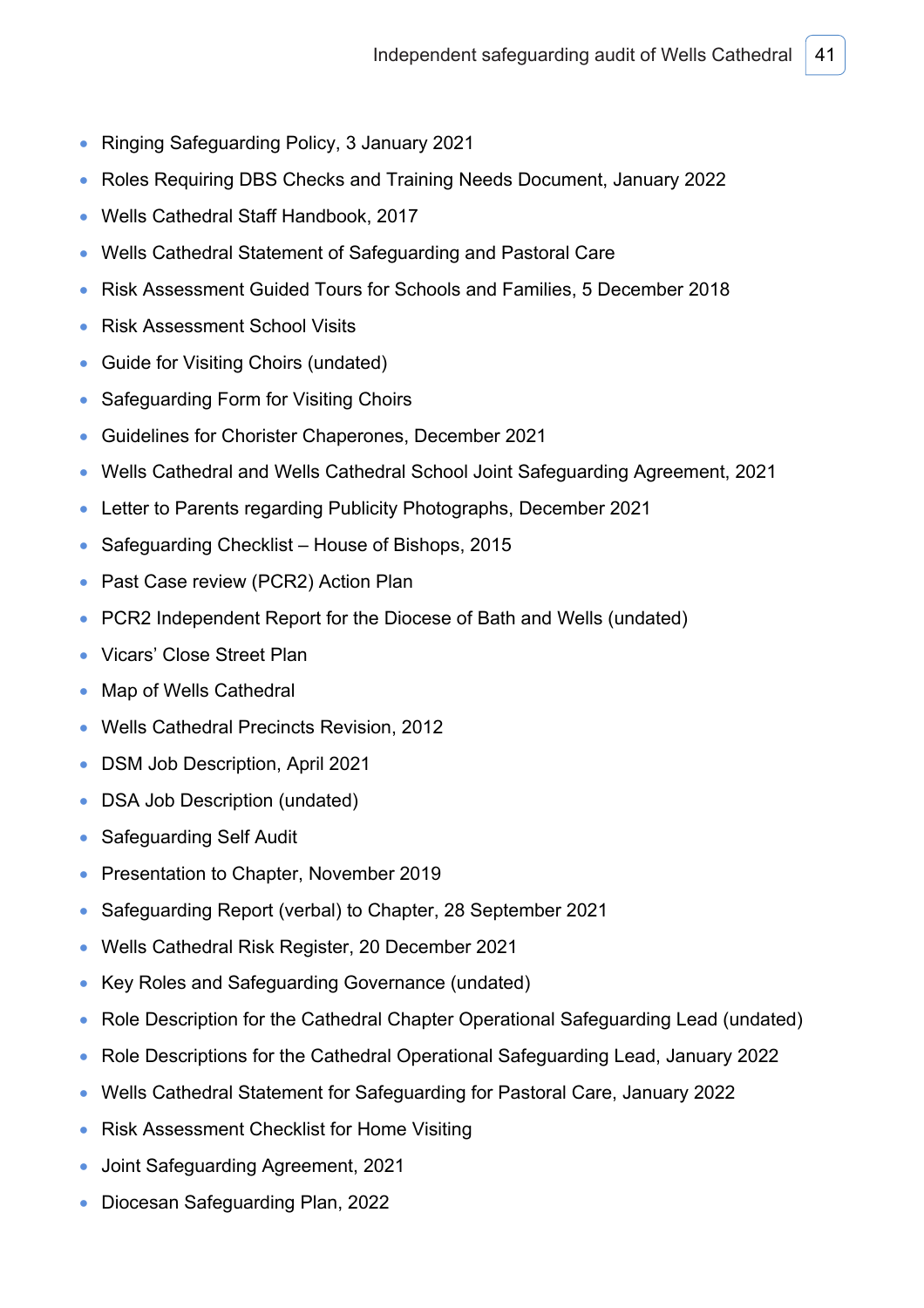- Ringing Safeguarding Policy, 3 January 2021
- Roles Requiring DBS Checks and Training Needs Document, January 2022
- Wells Cathedral Staff Handbook, 2017
- Wells Cathedral Statement of Safeguarding and Pastoral Care
- Risk Assessment Guided Tours for Schools and Families, 5 December 2018
- Risk Assessment School Visits
- Guide for Visiting Choirs (undated)
- Safeguarding Form for Visiting Choirs
- Guidelines for Chorister Chaperones, December 2021
- Wells Cathedral and Wells Cathedral School Joint Safeguarding Agreement, 2021
- Letter to Parents regarding Publicity Photographs, December 2021
- Safeguarding Checklist – House of Bishops, 2015
- Past Case review (PCR2) Action Plan
- PCR2 Independent Report for the Diocese of Bath and Wells (undated)
- Vicars' Close Street Plan
- Map of Wells Cathedral
- Wells Cathedral Precincts Revision, 2012
- DSM Job Description, April 2021
- DSA Job Description (undated)
- Safeguarding Self Audit
- Presentation to Chapter, November 2019
- Safeguarding Report (verbal) to Chapter, 28 September 2021
- Wells Cathedral Risk Register, 20 December 2021
- Key Roles and Safeguarding Governance (undated)
- Role Description for the Cathedral Chapter Operational Safeguarding Lead (undated)
- Role Descriptions for the Cathedral Operational Safeguarding Lead, January 2022
- Wells Cathedral Statement for Safeguarding for Pastoral Care, January 2022
- Risk Assessment Checklist for Home Visiting
- Joint Safeguarding Agreement, 2021
- Diocesan Safeguarding Plan, 2022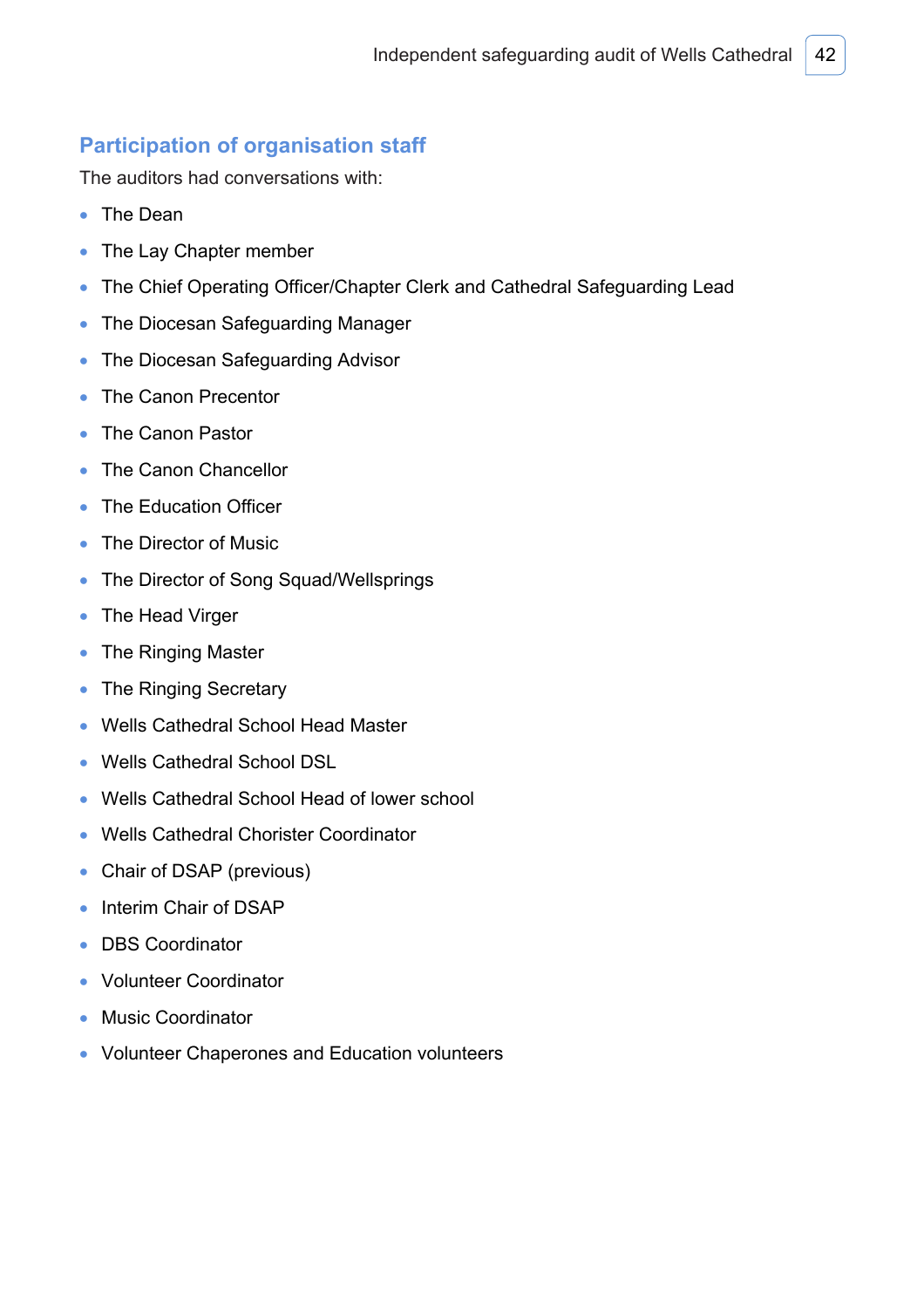## Participation of organisation staff

The auditors had conversations with:

- The Dean
- The Lay Chapter member
- The Chief Operating Officer/Chapter Clerk and Cathedral Safeguarding Lead
- The Diocesan Safeguarding Manager
- The Diocesan Safeguarding Advisor
- The Canon Precentor
- The Canon Pastor
- The Canon Chancellor
- The Education Officer
- The Director of Music
- The Director of Song Squad/Wellsprings
- The Head Virger
- The Ringing Master
- The Ringing Secretary
- Wells Cathedral School Head Master
- Wells Cathedral School DSL
- Wells Cathedral School Head of lower school
- Wells Cathedral Chorister Coordinator
- Chair of DSAP (previous)
- Interim Chair of DSAP
- DBS Coordinator
- Volunteer Coordinator
- Music Coordinator
- Volunteer Chaperones and Education volunteers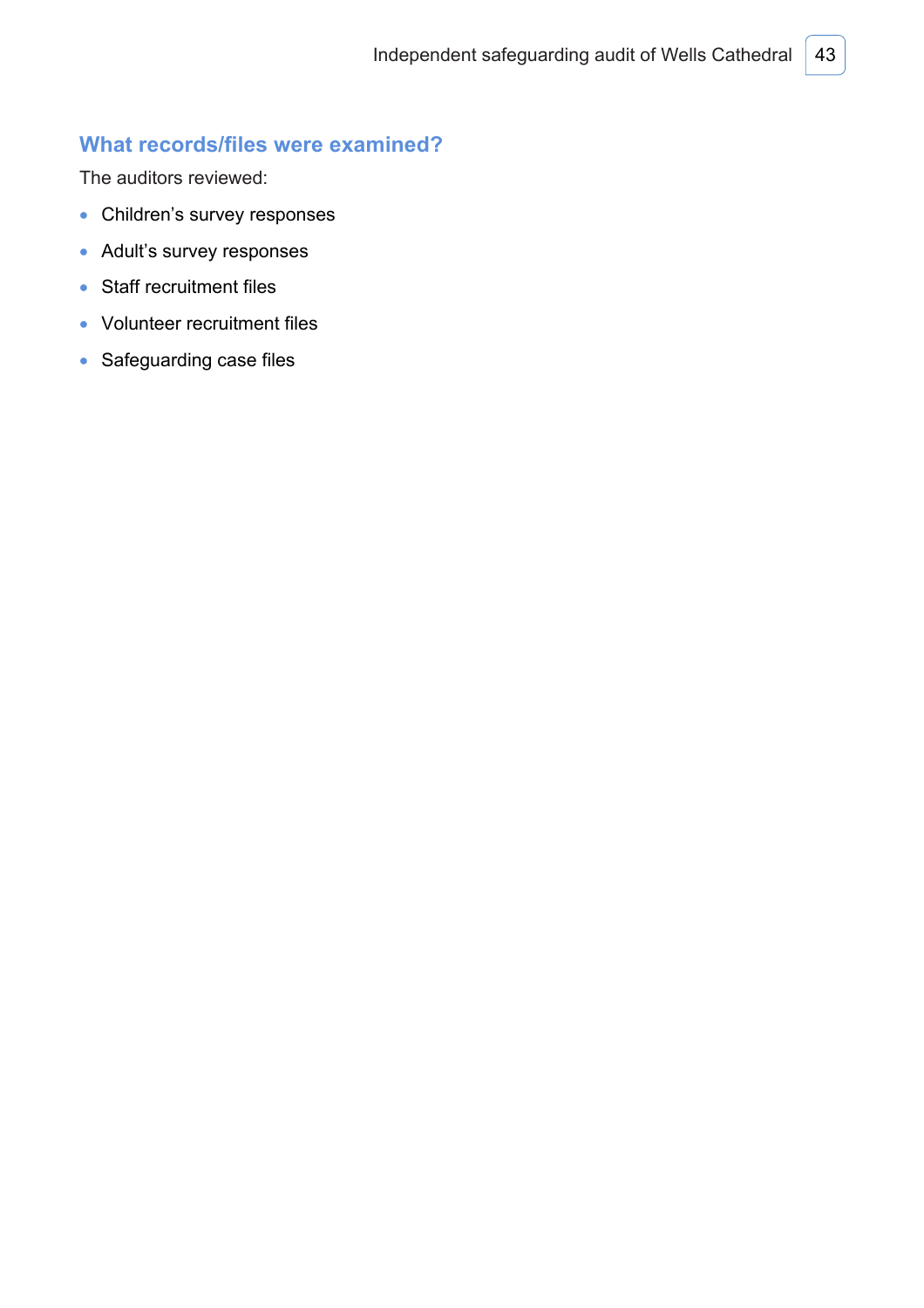## What records/files were examined?

The auditors reviewed:

- Children's survey responses
- Adult's survey responses
- Staff recruitment files
- Volunteer recruitment files
- Safeguarding case files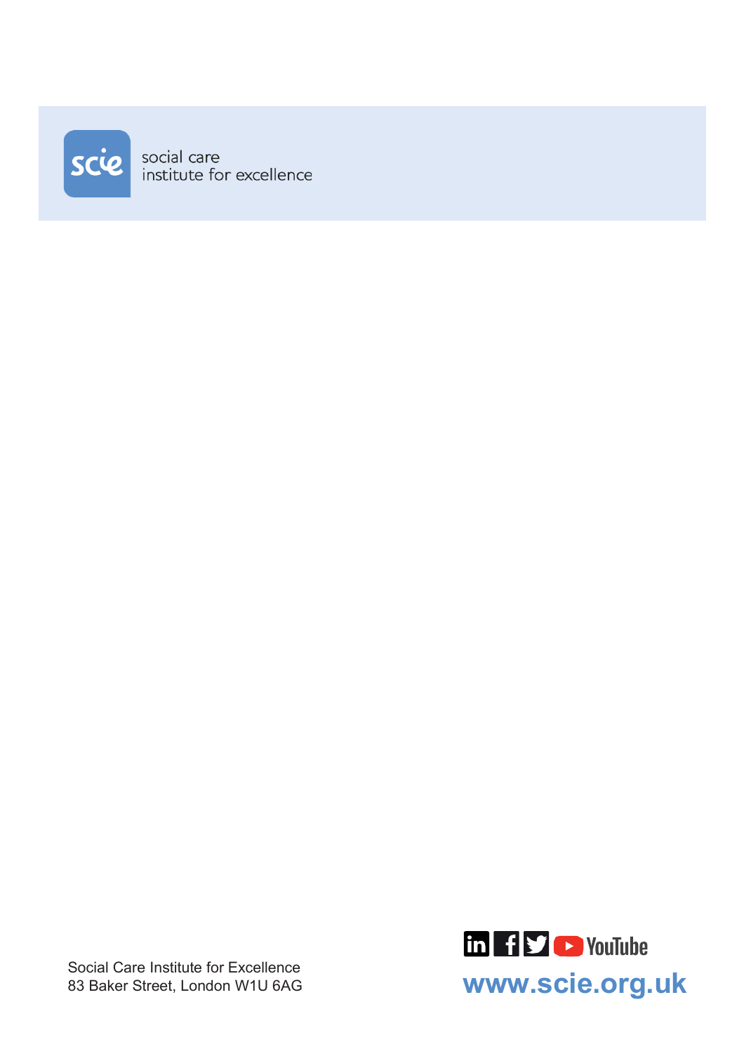scie social care institute for excellence

Social Care Institute for Excellence
83 Baker Street, London W1U 6AG

www.scie.org.uk